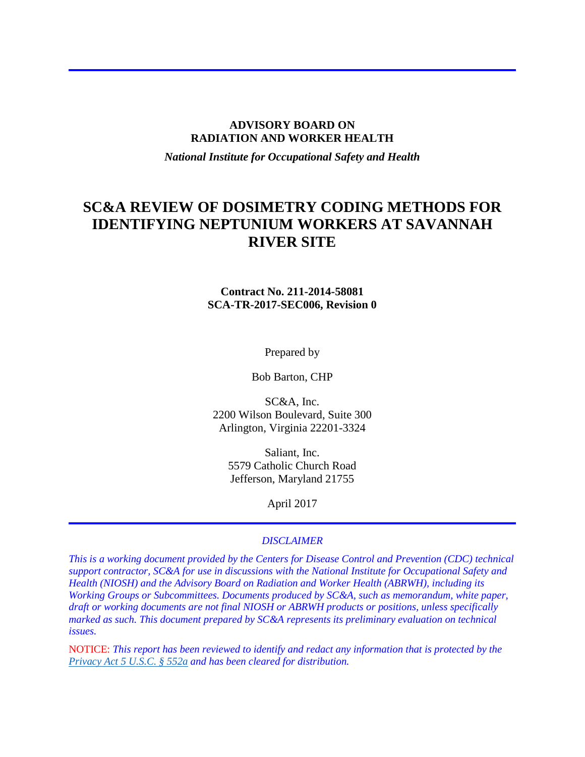**ADVISORY BOARD ON**
**RADIATION AND WORKER HEALTH**

*National Institute for Occupational Safety and Health*

# SC&A REVIEW OF DOSIMETRY CODING METHODS FOR IDENTIFYING NEPTUNIUM WORKERS AT SAVANNAH RIVER SITE

**Contract No. 211-2014-58081**
**SCA-TR-2017-SEC006, Revision 0**

Prepared by

Bob Barton, CHP

SC&A, Inc.
2200 Wilson Boulevard, Suite 300
Arlington, Virginia 22201-3324

Saliant, Inc.
5579 Catholic Church Road
Jefferson, Maryland 21755

April 2017

*DISCLAIMER*

*This is a working document provided by the Centers for Disease Control and Prevention (CDC) technical support contractor, SC&A for use in discussions with the National Institute for Occupational Safety and Health (NIOSH) and the Advisory Board on Radiation and Worker Health (ABRWH), including its Working Groups or Subcommittees. Documents produced by SC&A, such as memorandum, white paper, draft or working documents are not final NIOSH or ABRWH products or positions, unless specifically marked as such. This document prepared by SC&A represents its preliminary evaluation on technical issues.*

NOTICE: *This report has been reviewed to identify and redact any information that is protected by the Privacy Act 5 U.S.C. § 552a and has been cleared for distribution.*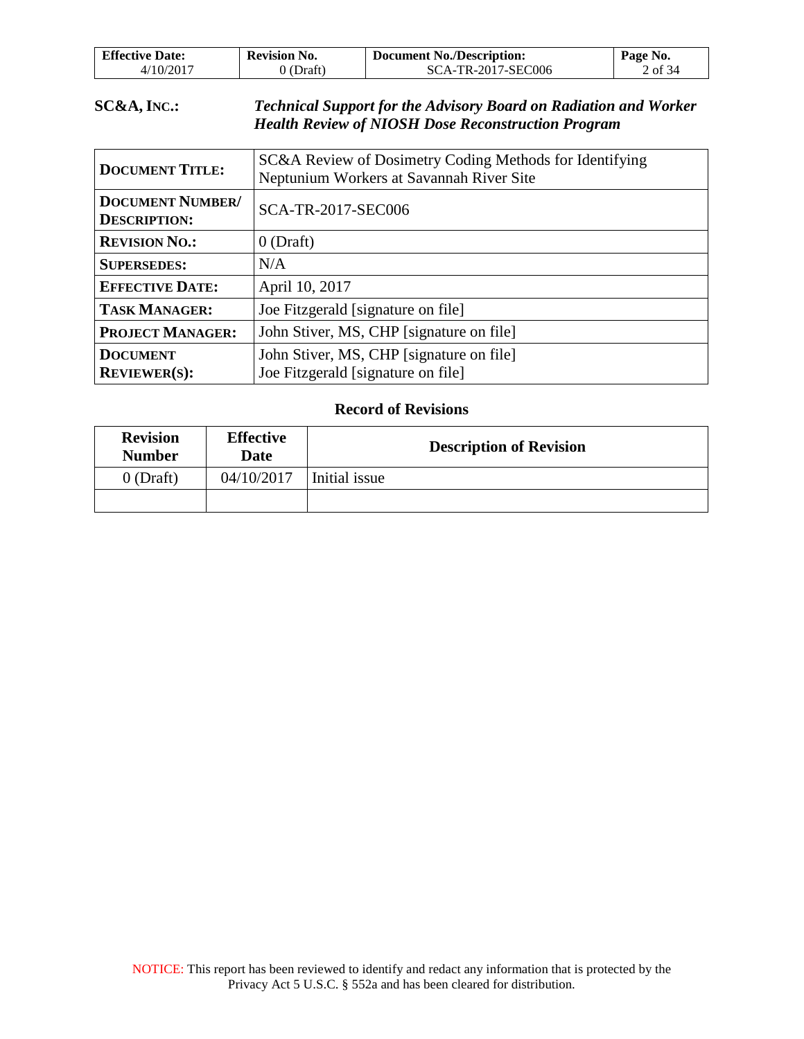**SC&A, INC.:** ***Technical Support for the Advisory Board on Radiation and Worker Health Review of NIOSH Dose Reconstruction Program***

| | |
|---|---|
| **DOCUMENT TITLE:** | SC&A Review of Dosimetry Coding Methods for Identifying Neptunium Workers at Savannah River Site |
| **DOCUMENT NUMBER/ DESCRIPTION:** | SCA-TR-2017-SEC006 |
| **REVISION NO.:** | 0 (Draft) |
| **SUPERSEDES:** | N/A |
| **EFFECTIVE DATE:** | April 10, 2017 |
| **TASK MANAGER:** | Joe Fitzgerald [signature on file] |
| **PROJECT MANAGER:** | John Stiver, MS, CHP [signature on file] |
| **DOCUMENT REVIEWER(S):** | John Stiver, MS, CHP [signature on file]<br>Joe Fitzgerald [signature on file] |

**Record of Revisions**

| Revision Number | Effective Date | Description of Revision |
|---|---|---|
| 0 (Draft) | 04/10/2017 | Initial issue |
| | | |

NOTICE: This report has been reviewed to identify and redact any information that is protected by the Privacy Act 5 U.S.C. § 552a and has been cleared for distribution.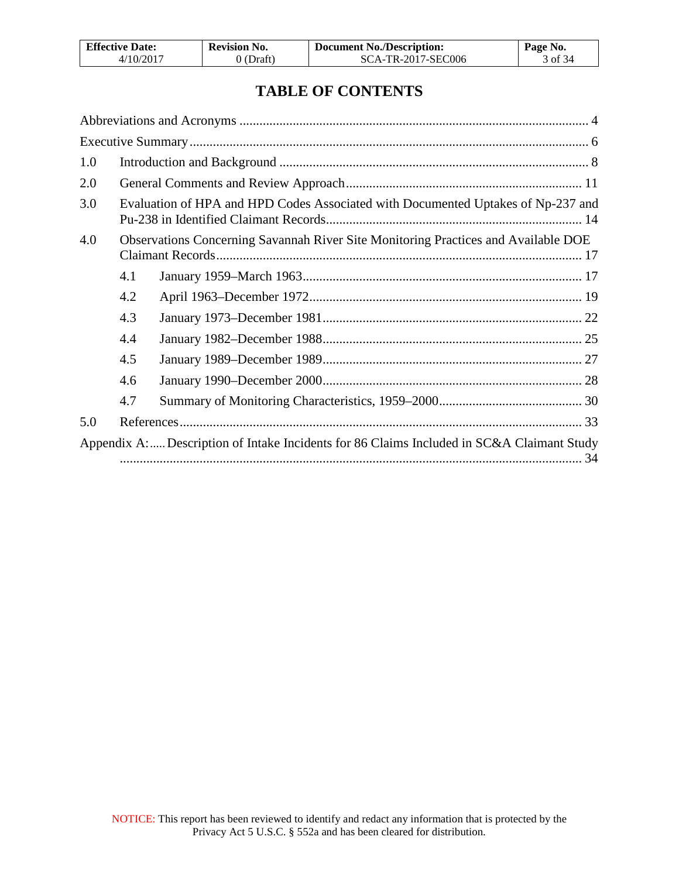# TABLE OF CONTENTS

Abbreviations and Acronyms ........................................................................................................ 4

Executive Summary ....................................................................................................................... 6

1.0 Introduction and Background ............................................................................................ 8

2.0 General Comments and Review Approach ...................................................................... 11

3.0 Evaluation of HPA and HPD Codes Associated with Documented Uptakes of Np-237 and Pu-238 in Identified Claimant Records ............................................................................ 14

4.0 Observations Concerning Savannah River Site Monitoring Practices and Available DOE Claimant Records ............................................................................................................. 17

- 4.1 January 1959–March 1963 ................................................................................... 17
- 4.2 April 1963–December 1972 .................................................................................. 19
- 4.3 January 1973–December 1981 ............................................................................. 22
- 4.4 January 1982–December 1988 ............................................................................. 25
- 4.5 January 1989–December 1989 ............................................................................. 27
- 4.6 January 1990–December 2000 ............................................................................. 28
- 4.7 Summary of Monitoring Characteristics, 1959–2000 ........................................... 30

5.0 References ........................................................................................................................ 33

Appendix A: ..... Description of Intake Incidents for 86 Claims Included in SC&A Claimant Study ........................................................................................................................................... 34

NOTICE: This report has been reviewed to identify and redact any information that is protected by the Privacy Act 5 U.S.C. § 552a and has been cleared for distribution.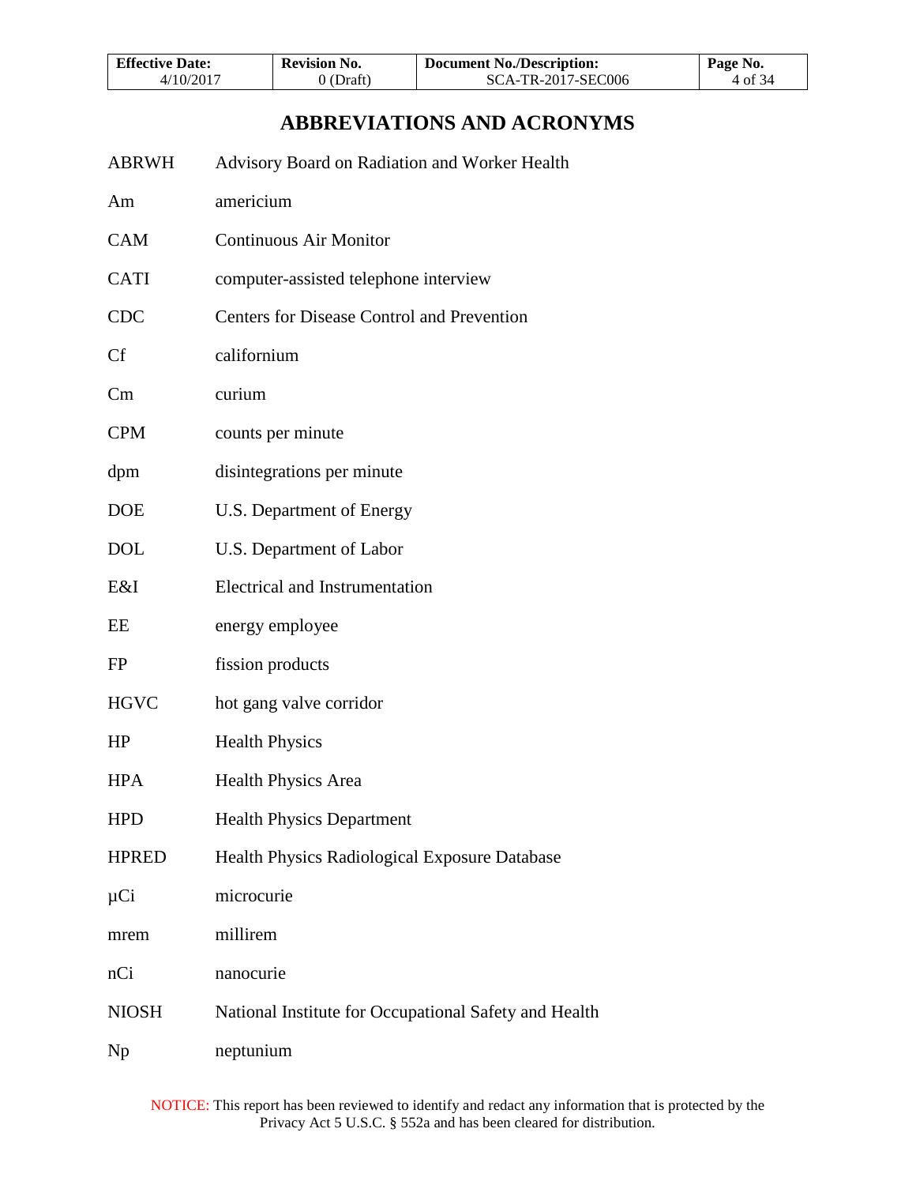# ABBREVIATIONS AND ACRONYMS

| | |
|---|---|
| ABRWH | Advisory Board on Radiation and Worker Health |
| Am | americium |
| CAM | Continuous Air Monitor |
| CATI | computer-assisted telephone interview |
| CDC | Centers for Disease Control and Prevention |
| Cf | californium |
| Cm | curium |
| CPM | counts per minute |
| dpm | disintegrations per minute |
| DOE | U.S. Department of Energy |
| DOL | U.S. Department of Labor |
| E&I | Electrical and Instrumentation |
| EE | energy employee |
| FP | fission products |
| HGVC | hot gang valve corridor |
| HP | Health Physics |
| HPA | Health Physics Area |
| HPD | Health Physics Department |
| HPRED | Health Physics Radiological Exposure Database |
| µCi | microcurie |
| mrem | millirem |
| nCi | nanocurie |
| NIOSH | National Institute for Occupational Safety and Health |
| Np | neptunium |

NOTICE: This report has been reviewed to identify and redact any information that is protected by the Privacy Act 5 U.S.C. § 552a and has been cleared for distribution.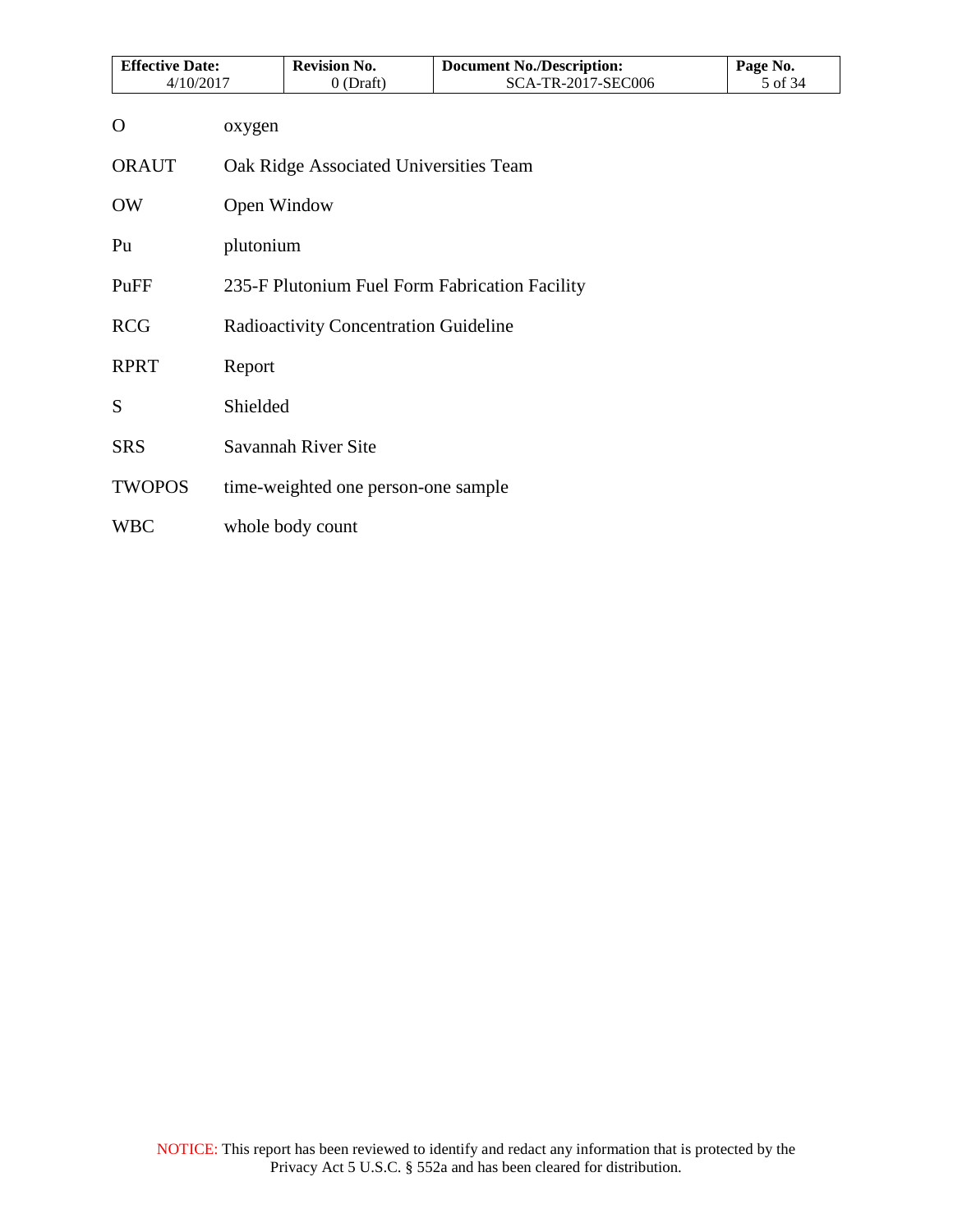| | |
|---|---|
| O | oxygen |
| ORAUT | Oak Ridge Associated Universities Team |
| OW | Open Window |
| Pu | plutonium |
| PuFF | 235-F Plutonium Fuel Form Fabrication Facility |
| RCG | Radioactivity Concentration Guideline |
| RPRT | Report |
| S | Shielded |
| SRS | Savannah River Site |
| TWOPOS | time-weighted one person-one sample |
| WBC | whole body count |

NOTICE: This report has been reviewed to identify and redact any information that is protected by the Privacy Act 5 U.S.C. § 552a and has been cleared for distribution.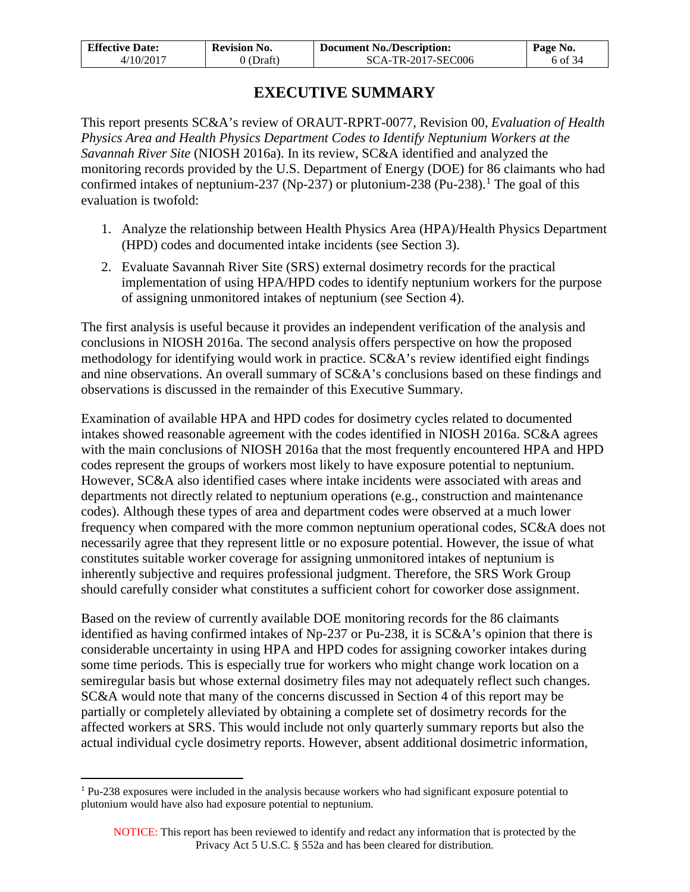# EXECUTIVE SUMMARY

This report presents SC&A's review of ORAUT-RPRT-0077, Revision 00, *Evaluation of Health Physics Area and Health Physics Department Codes to Identify Neptunium Workers at the Savannah River Site* (NIOSH 2016a). In its review, SC&A identified and analyzed the monitoring records provided by the U.S. Department of Energy (DOE) for 86 claimants who had confirmed intakes of neptunium-237 (Np-237) or plutonium-238 (Pu-238).[1] The goal of this evaluation is twofold:

1. Analyze the relationship between Health Physics Area (HPA)/Health Physics Department (HPD) codes and documented intake incidents (see Section 3).
2. Evaluate Savannah River Site (SRS) external dosimetry records for the practical implementation of using HPA/HPD codes to identify neptunium workers for the purpose of assigning unmonitored intakes of neptunium (see Section 4).

The first analysis is useful because it provides an independent verification of the analysis and conclusions in NIOSH 2016a. The second analysis offers perspective on how the proposed methodology for identifying would work in practice. SC&A's review identified eight findings and nine observations. An overall summary of SC&A's conclusions based on these findings and observations is discussed in the remainder of this Executive Summary.

Examination of available HPA and HPD codes for dosimetry cycles related to documented intakes showed reasonable agreement with the codes identified in NIOSH 2016a. SC&A agrees with the main conclusions of NIOSH 2016a that the most frequently encountered HPA and HPD codes represent the groups of workers most likely to have exposure potential to neptunium. However, SC&A also identified cases where intake incidents were associated with areas and departments not directly related to neptunium operations (e.g., construction and maintenance codes). Although these types of area and department codes were observed at a much lower frequency when compared with the more common neptunium operational codes, SC&A does not necessarily agree that they represent little or no exposure potential. However, the issue of what constitutes suitable worker coverage for assigning unmonitored intakes of neptunium is inherently subjective and requires professional judgment. Therefore, the SRS Work Group should carefully consider what constitutes a sufficient cohort for coworker dose assignment.

Based on the review of currently available DOE monitoring records for the 86 claimants identified as having confirmed intakes of Np-237 or Pu-238, it is SC&A's opinion that there is considerable uncertainty in using HPA and HPD codes for assigning coworker intakes during some time periods. This is especially true for workers who might change work location on a semiregular basis but whose external dosimetry files may not adequately reflect such changes. SC&A would note that many of the concerns discussed in Section 4 of this report may be partially or completely alleviated by obtaining a complete set of dosimetry records for the affected workers at SRS. This would include not only quarterly summary reports but also the actual individual cycle dosimetry reports. However, absent additional dosimetric information,

[1] Pu-238 exposures were included in the analysis because workers who had significant exposure potential to plutonium would have also had exposure potential to neptunium.

NOTICE: This report has been reviewed to identify and redact any information that is protected by the Privacy Act 5 U.S.C. § 552a and has been cleared for distribution.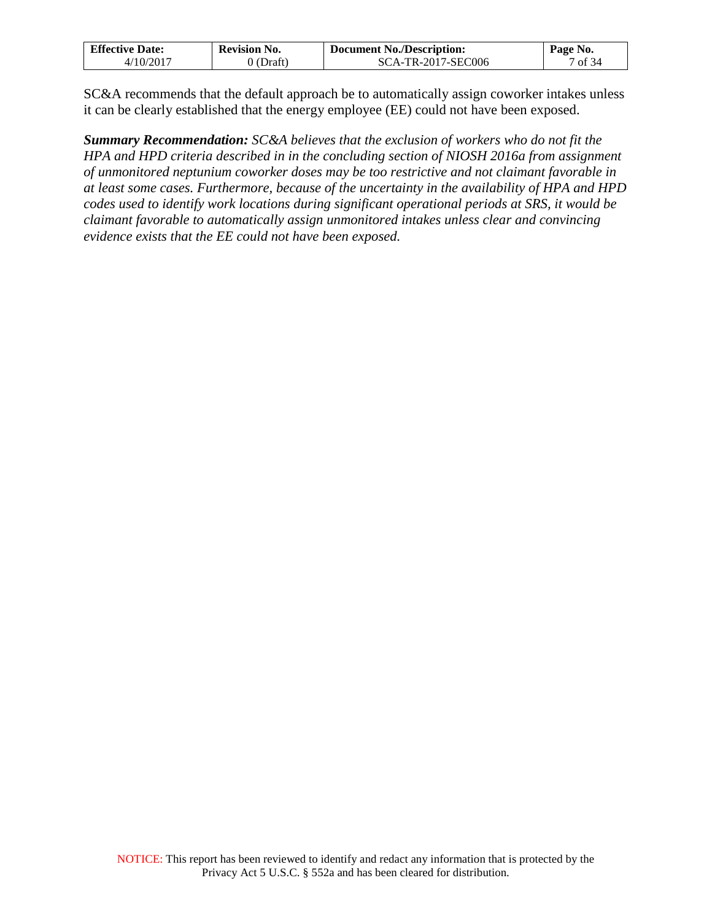SC&A recommends that the default approach be to automatically assign coworker intakes unless it can be clearly established that the energy employee (EE) could not have been exposed.

***Summary Recommendation:*** *SC&A believes that the exclusion of workers who do not fit the HPA and HPD criteria described in in the concluding section of NIOSH 2016a from assignment of unmonitored neptunium coworker doses may be too restrictive and not claimant favorable in at least some cases. Furthermore, because of the uncertainty in the availability of HPA and HPD codes used to identify work locations during significant operational periods at SRS, it would be claimant favorable to automatically assign unmonitored intakes unless clear and convincing evidence exists that the EE could not have been exposed.*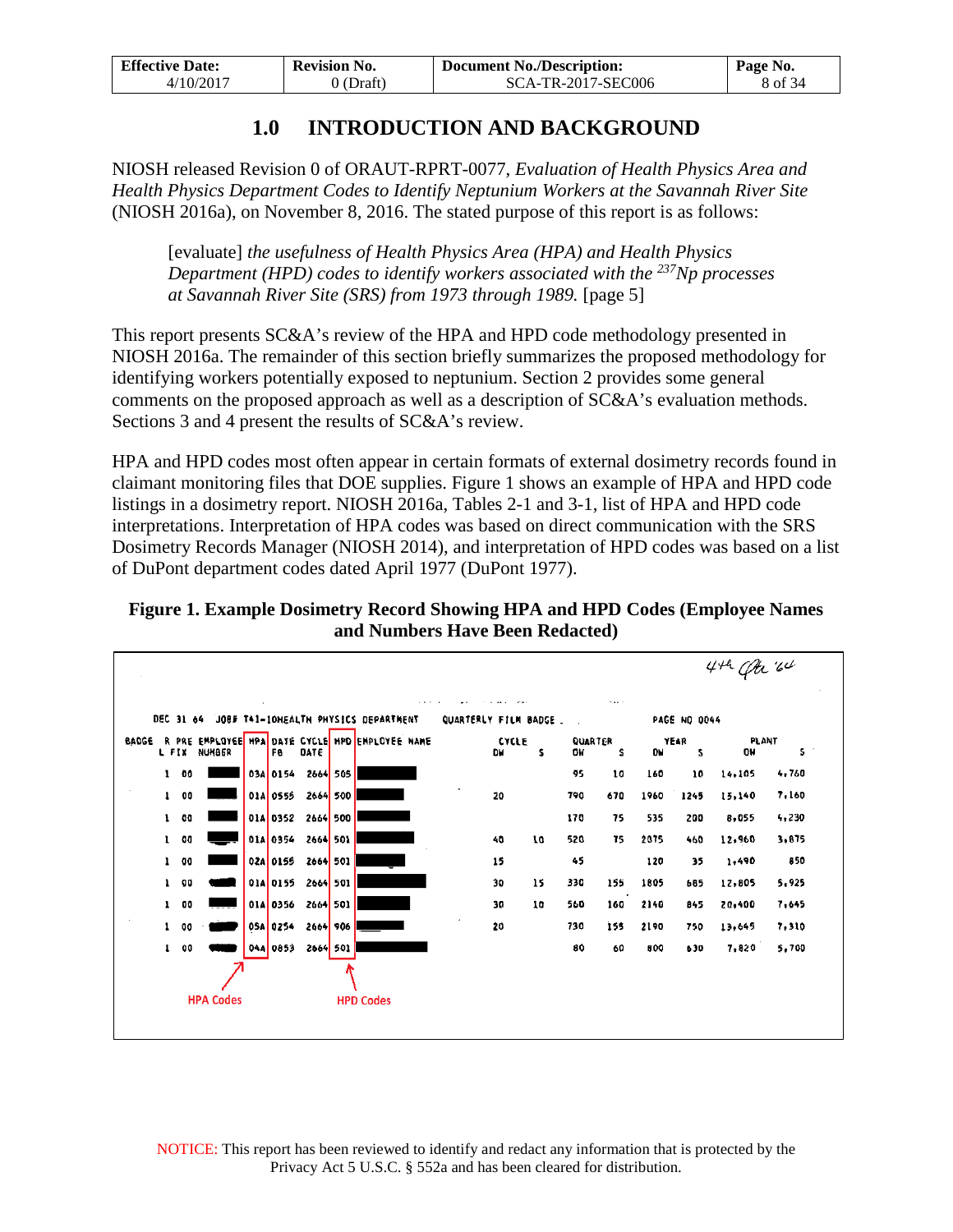# 1.0 INTRODUCTION AND BACKGROUND

NIOSH released Revision 0 of ORAUT-RPRT-0077, *Evaluation of Health Physics Area and Health Physics Department Codes to Identify Neptunium Workers at the Savannah River Site* (NIOSH 2016a), on November 8, 2016. The stated purpose of this report is as follows:

> [evaluate] *the usefulness of Health Physics Area (HPA) and Health Physics Department (HPD) codes to identify workers associated with the $^{237}$Np processes at Savannah River Site (SRS) from 1973 through 1989.* [page 5]

This report presents SC&A's review of the HPA and HPD code methodology presented in NIOSH 2016a. The remainder of this section briefly summarizes the proposed methodology for identifying workers potentially exposed to neptunium. Section 2 provides some general comments on the proposed approach as well as a description of SC&A's evaluation methods. Sections 3 and 4 present the results of SC&A's review.

HPA and HPD codes most often appear in certain formats of external dosimetry records found in claimant monitoring files that DOE supplies. Figure 1 shows an example of HPA and HPD code listings in a dosimetry report. NIOSH 2016a, Tables 2-1 and 3-1, list of HPA and HPD code interpretations. Interpretation of HPA codes was based on direct communication with the SRS Dosimetry Records Manager (NIOSH 2014), and interpretation of HPD codes was based on a list of DuPont department codes dated April 1977 (DuPont 1977).

**Figure 1. Example Dosimetry Record Showing HPA and HPD Codes (Employee Names and Numbers Have Been Redacted)**

4th Qtr '64

DEC 31 64 JOB# T41-10HEALTH PHYSICS DEPARTMENT QUARTERLY FILM BADGE PAGE NO 0044

| BADGE | R L | PRE FIX | EMPLOYEE NUMBER | HPA | FB DATE | CYCLE DATE | HPD | EMPLOYEE NAME | CYCLE DW | CYCLE S | QUARTER DW | QUARTER S | YEAR DW | YEAR S | PLANT DW | PLANT S |
|---|---|---|---|---|---|---|---|---|---|---|---|---|---|---|---|---|
| | 1 | 00 | ■ | 03A | 0154 | 2664 | 505 | ■ | | | 95 | 10 | 160 | 10 | 14,105 | 4,760 |
| | 1 | 00 | ■ | 01A | 0555 | 2664 | 500 | ■ | 20 | | 790 | 670 | 1960 | 1245 | 15,140 | 7,160 |
| | 1 | 00 | ■ | 01A | 0352 | 2664 | 500 | ■ | | | 170 | 75 | 535 | 200 | 8,055 | 4,230 |
| | 1 | 00 | ■ | 01A | 0354 | 2664 | 501 | ■ | 40 | 10 | 520 | 75 | 2075 | 460 | 12,960 | 3,875 |
| | 1 | 00 | ■ | 02A | 0155 | 2664 | 501 | ■ | 15 | | 45 | | 120 | 35 | 1,490 | 850 |
| | 1 | 00 | ■ | 01A | 0155 | 2664 | 501 | ■ | 30 | 15 | 330 | 155 | 1805 | 685 | 12,805 | 5,925 |
| | 1 | 00 | ■ | 01A | 0356 | 2664 | 501 | ■ | 30 | 10 | 560 | 160 | 2140 | 845 | 20,400 | 7,645 |
| | 1 | 00 | ■ | 05A | 0254 | 2664 | 906 | ■ | 20 | | 730 | 155 | 2190 | 750 | 13,645 | 7,310 |
| | 1 | 00 | ■ | 04A | 0853 | 2664 | 501 | ■ | | | 80 | 60 | 800 | 630 | 7,820 | 5,700 |

HPA Codes — HPD Codes

NOTICE: This report has been reviewed to identify and redact any information that is protected by the Privacy Act 5 U.S.C. § 552a and has been cleared for distribution.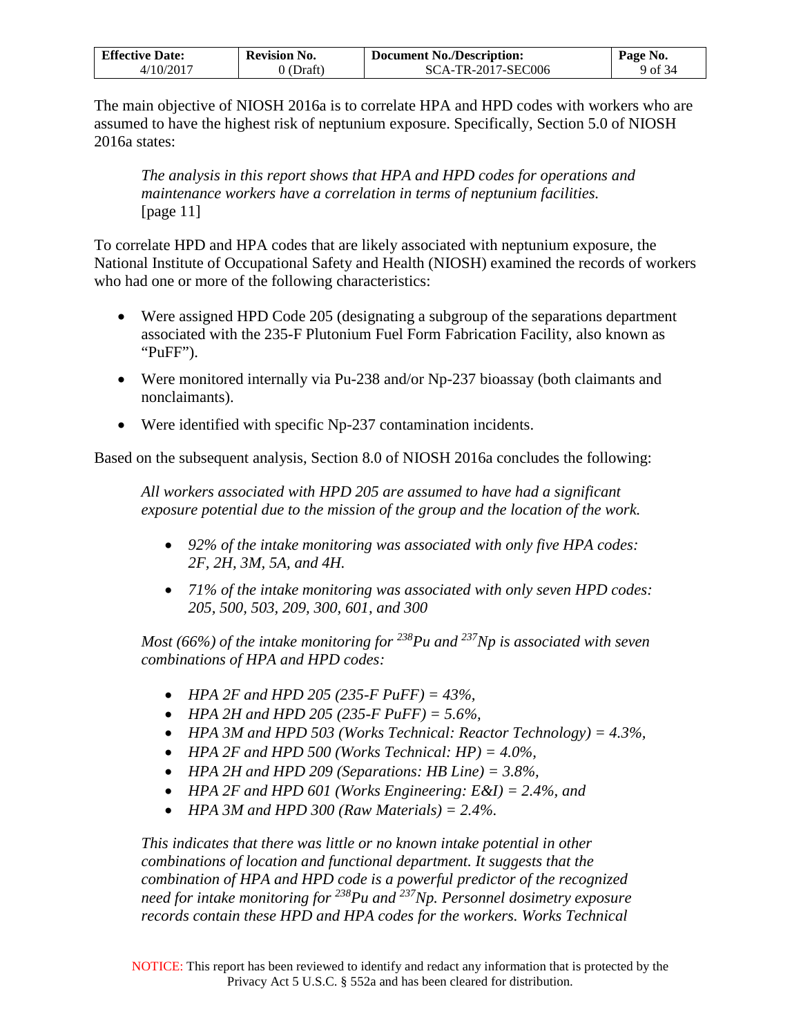The main objective of NIOSH 2016a is to correlate HPA and HPD codes with workers who are assumed to have the highest risk of neptunium exposure. Specifically, Section 5.0 of NIOSH 2016a states:

> *The analysis in this report shows that HPA and HPD codes for operations and maintenance workers have a correlation in terms of neptunium facilities.* [page 11]

To correlate HPD and HPA codes that are likely associated with neptunium exposure, the National Institute of Occupational Safety and Health (NIOSH) examined the records of workers who had one or more of the following characteristics:

- Were assigned HPD Code 205 (designating a subgroup of the separations department associated with the 235-F Plutonium Fuel Form Fabrication Facility, also known as "PuFF").
- Were monitored internally via Pu-238 and/or Np-237 bioassay (both claimants and nonclaimants).
- Were identified with specific Np-237 contamination incidents.

Based on the subsequent analysis, Section 8.0 of NIOSH 2016a concludes the following:

> *All workers associated with HPD 205 are assumed to have had a significant exposure potential due to the mission of the group and the location of the work.*
>
> - *92% of the intake monitoring was associated with only five HPA codes: 2F, 2H, 3M, 5A, and 4H.*
> - *71% of the intake monitoring was associated with only seven HPD codes: 205, 500, 503, 209, 300, 601, and 300*
>
> *Most (66%) of the intake monitoring for $^{238}$Pu and $^{237}$Np is associated with seven combinations of HPA and HPD codes:*
>
> - *HPA 2F and HPD 205 (235-F PuFF) = 43%,*
> - *HPA 2H and HPD 205 (235-F PuFF) = 5.6%,*
> - *HPA 3M and HPD 503 (Works Technical: Reactor Technology) = 4.3%,*
> - *HPA 2F and HPD 500 (Works Technical: HP) = 4.0%,*
> - *HPA 2H and HPD 209 (Separations: HB Line) = 3.8%,*
> - *HPA 2F and HPD 601 (Works Engineering: E&I) = 2.4%, and*
> - *HPA 3M and HPD 300 (Raw Materials) = 2.4%.*
>
> *This indicates that there was little or no known intake potential in other combinations of location and functional department. It suggests that the combination of HPA and HPD code is a powerful predictor of the recognized need for intake monitoring for $^{238}$Pu and $^{237}$Np. Personnel dosimetry exposure records contain these HPD and HPA codes for the workers. Works Technical*

NOTICE: This report has been reviewed to identify and redact any information that is protected by the Privacy Act 5 U.S.C. § 552a and has been cleared for distribution.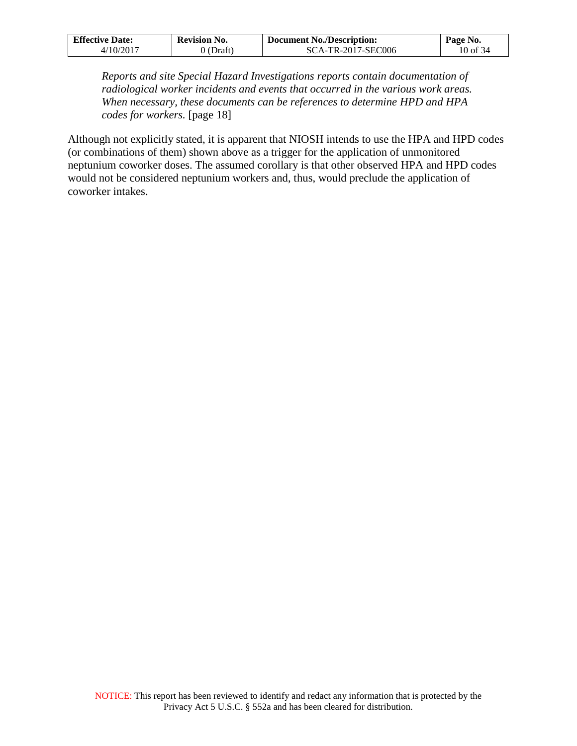*Reports and site Special Hazard Investigations reports contain documentation of radiological worker incidents and events that occurred in the various work areas. When necessary, these documents can be references to determine HPD and HPA codes for workers.* [page 18]

Although not explicitly stated, it is apparent that NIOSH intends to use the HPA and HPD codes (or combinations of them) shown above as a trigger for the application of unmonitored neptunium coworker doses. The assumed corollary is that other observed HPA and HPD codes would not be considered neptunium workers and, thus, would preclude the application of coworker intakes.

NOTICE: This report has been reviewed to identify and redact any information that is protected by the Privacy Act 5 U.S.C. § 552a and has been cleared for distribution.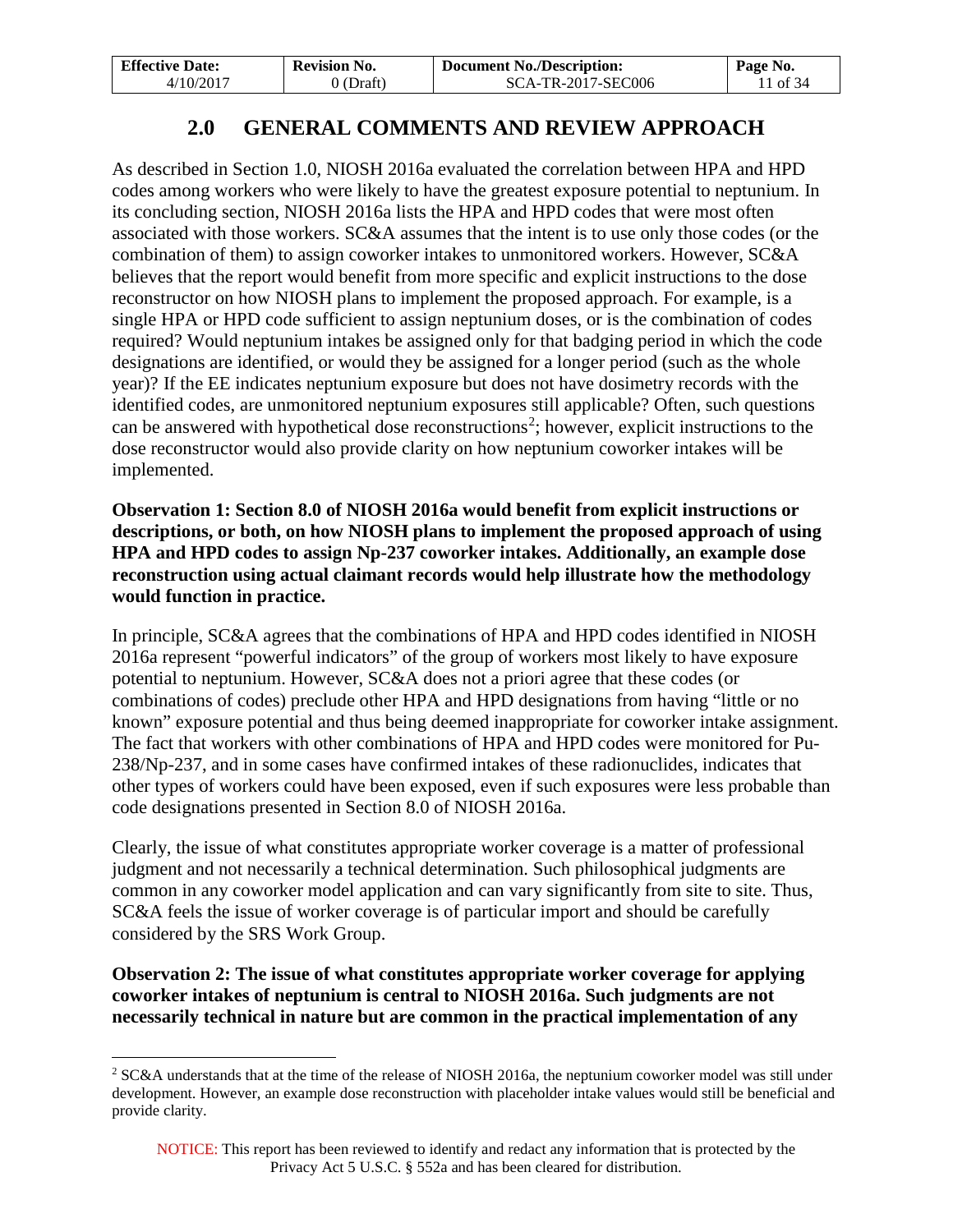## 2.0 GENERAL COMMENTS AND REVIEW APPROACH

As described in Section 1.0, NIOSH 2016a evaluated the correlation between HPA and HPD codes among workers who were likely to have the greatest exposure potential to neptunium. In its concluding section, NIOSH 2016a lists the HPA and HPD codes that were most often associated with those workers. SC&A assumes that the intent is to use only those codes (or the combination of them) to assign coworker intakes to unmonitored workers. However, SC&A believes that the report would benefit from more specific and explicit instructions to the dose reconstructor on how NIOSH plans to implement the proposed approach. For example, is a single HPA or HPD code sufficient to assign neptunium doses, or is the combination of codes required? Would neptunium intakes be assigned only for that badging period in which the code designations are identified, or would they be assigned for a longer period (such as the whole year)? If the EE indicates neptunium exposure but does not have dosimetry records with the identified codes, are unmonitored neptunium exposures still applicable? Often, such questions can be answered with hypothetical dose reconstructions[2]; however, explicit instructions to the dose reconstructor would also provide clarity on how neptunium coworker intakes will be implemented.

**Observation 1: Section 8.0 of NIOSH 2016a would benefit from explicit instructions or descriptions, or both, on how NIOSH plans to implement the proposed approach of using HPA and HPD codes to assign Np-237 coworker intakes. Additionally, an example dose reconstruction using actual claimant records would help illustrate how the methodology would function in practice.**

In principle, SC&A agrees that the combinations of HPA and HPD codes identified in NIOSH 2016a represent "powerful indicators" of the group of workers most likely to have exposure potential to neptunium. However, SC&A does not a priori agree that these codes (or combinations of codes) preclude other HPA and HPD designations from having "little or no known" exposure potential and thus being deemed inappropriate for coworker intake assignment. The fact that workers with other combinations of HPA and HPD codes were monitored for Pu-238/Np-237, and in some cases have confirmed intakes of these radionuclides, indicates that other types of workers could have been exposed, even if such exposures were less probable than code designations presented in Section 8.0 of NIOSH 2016a.

Clearly, the issue of what constitutes appropriate worker coverage is a matter of professional judgment and not necessarily a technical determination. Such philosophical judgments are common in any coworker model application and can vary significantly from site to site. Thus, SC&A feels the issue of worker coverage is of particular import and should be carefully considered by the SRS Work Group.

**Observation 2: The issue of what constitutes appropriate worker coverage for applying coworker intakes of neptunium is central to NIOSH 2016a. Such judgments are not necessarily technical in nature but are common in the practical implementation of any**

---

[2] SC&A understands that at the time of the release of NIOSH 2016a, the neptunium coworker model was still under development. However, an example dose reconstruction with placeholder intake values would still be beneficial and provide clarity.

NOTICE: This report has been reviewed to identify and redact any information that is protected by the Privacy Act 5 U.S.C. § 552a and has been cleared for distribution.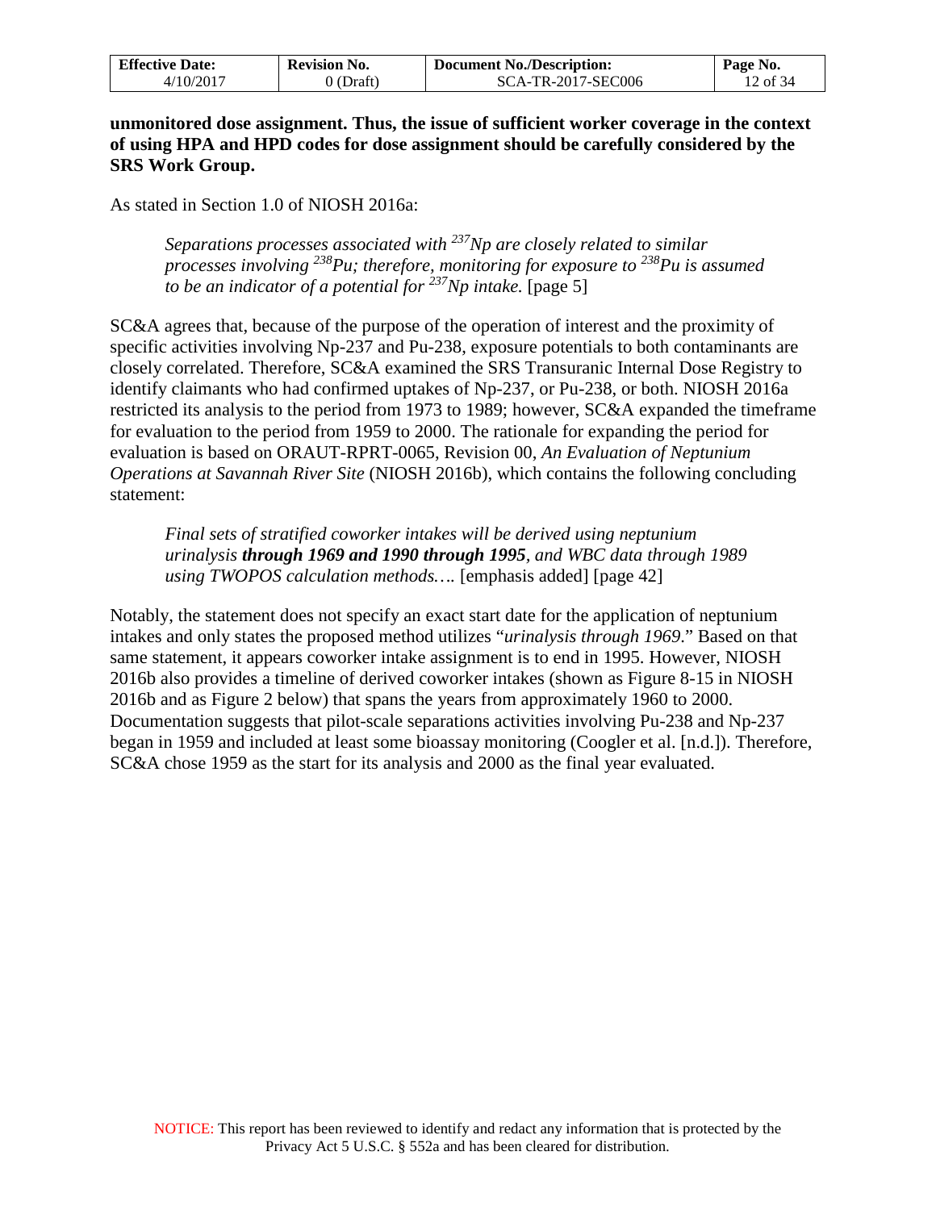**unmonitored dose assignment. Thus, the issue of sufficient worker coverage in the context of using HPA and HPD codes for dose assignment should be carefully considered by the SRS Work Group.**

As stated in Section 1.0 of NIOSH 2016a:

> *Separations processes associated with $^{237}$Np are closely related to similar processes involving $^{238}$Pu; therefore, monitoring for exposure to $^{238}$Pu is assumed to be an indicator of a potential for $^{237}$Np intake.* [page 5]

SC&A agrees that, because of the purpose of the operation of interest and the proximity of specific activities involving Np-237 and Pu-238, exposure potentials to both contaminants are closely correlated. Therefore, SC&A examined the SRS Transuranic Internal Dose Registry to identify claimants who had confirmed uptakes of Np-237, or Pu-238, or both. NIOSH 2016a restricted its analysis to the period from 1973 to 1989; however, SC&A expanded the timeframe for evaluation to the period from 1959 to 2000. The rationale for expanding the period for evaluation is based on ORAUT-RPRT-0065, Revision 00, *An Evaluation of Neptunium Operations at Savannah River Site* (NIOSH 2016b), which contains the following concluding statement:

> *Final sets of stratified coworker intakes will be derived using neptunium urinalysis **through 1969 and 1990 through 1995**, and WBC data through 1989 using TWOPOS calculation methods….* [emphasis added] [page 42]

Notably, the statement does not specify an exact start date for the application of neptunium intakes and only states the proposed method utilizes "*urinalysis through 1969*." Based on that same statement, it appears coworker intake assignment is to end in 1995. However, NIOSH 2016b also provides a timeline of derived coworker intakes (shown as Figure 8-15 in NIOSH 2016b and as Figure 2 below) that spans the years from approximately 1960 to 2000. Documentation suggests that pilot-scale separations activities involving Pu-238 and Np-237 began in 1959 and included at least some bioassay monitoring (Coogler et al. [n.d.]). Therefore, SC&A chose 1959 as the start for its analysis and 2000 as the final year evaluated.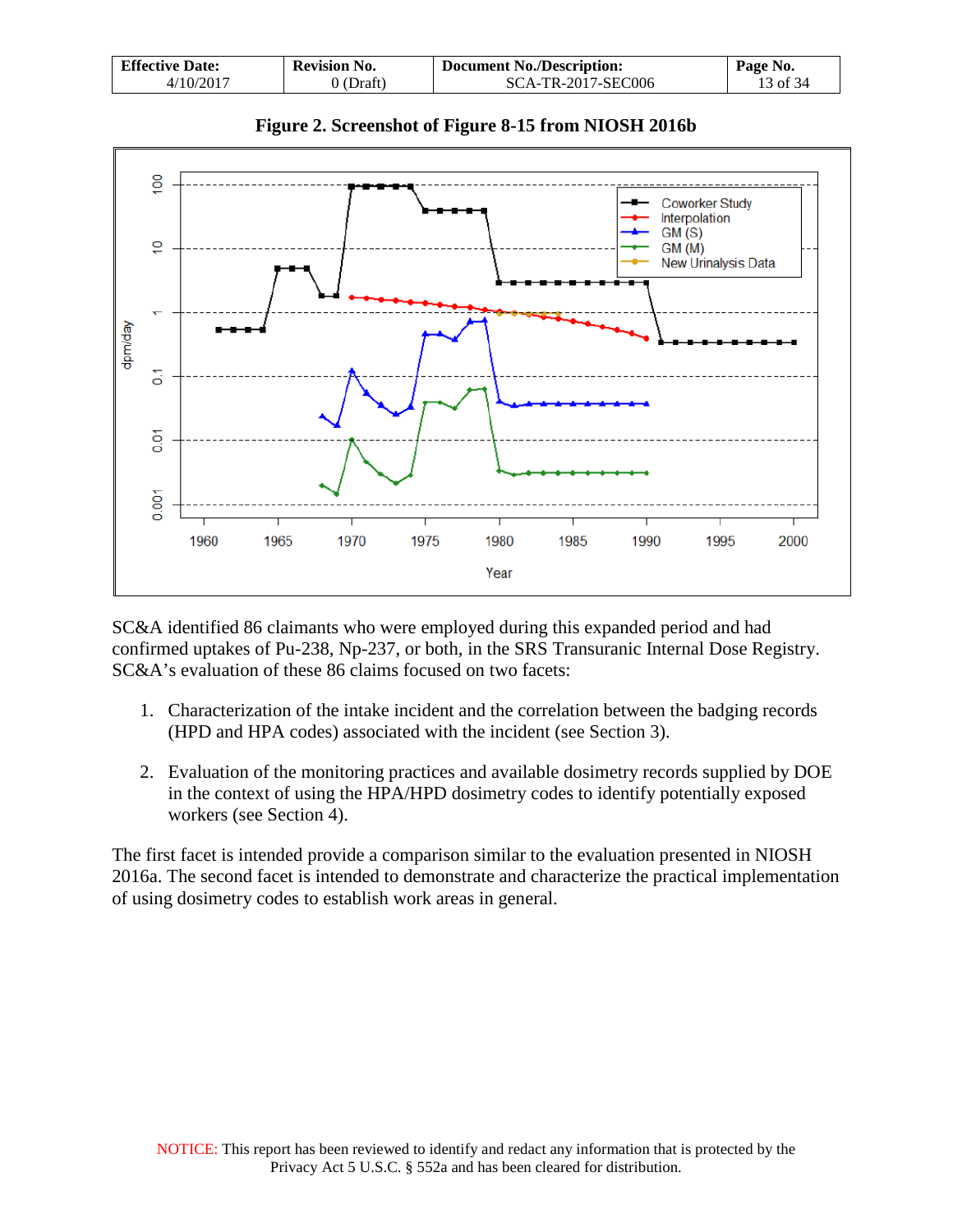**Figure 2. Screenshot of Figure 8-15 from NIOSH 2016b**

SC&A identified 86 claimants who were employed during this expanded period and had confirmed uptakes of Pu-238, Np-237, or both, in the SRS Transuranic Internal Dose Registry. SC&A's evaluation of these 86 claims focused on two facets:

1. Characterization of the intake incident and the correlation between the badging records (HPD and HPA codes) associated with the incident (see Section 3).

2. Evaluation of the monitoring practices and available dosimetry records supplied by DOE in the context of using the HPA/HPD dosimetry codes to identify potentially exposed workers (see Section 4).

The first facet is intended provide a comparison similar to the evaluation presented in NIOSH 2016a. The second facet is intended to demonstrate and characterize the practical implementation of using dosimetry codes to establish work areas in general.

NOTICE: This report has been reviewed to identify and redact any information that is protected by the Privacy Act 5 U.S.C. § 552a and has been cleared for distribution.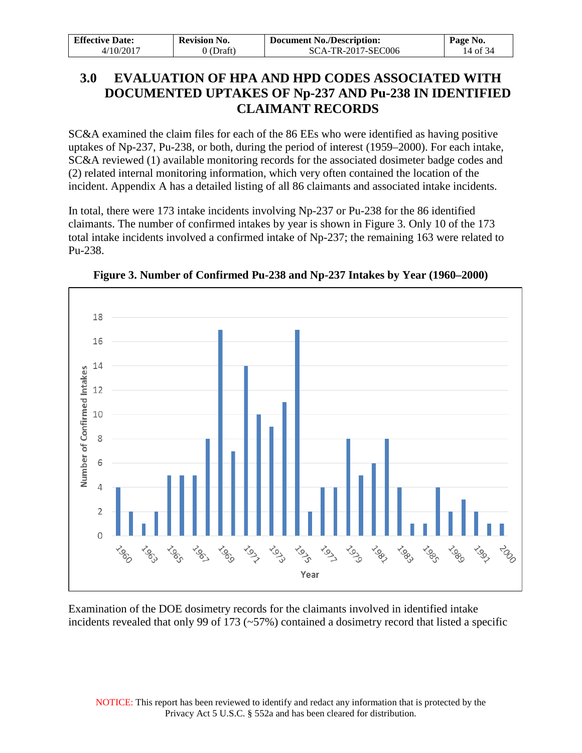## 3.0 EVALUATION OF HPA AND HPD CODES ASSOCIATED WITH DOCUMENTED UPTAKES OF Np-237 AND Pu-238 IN IDENTIFIED CLAIMANT RECORDS

SC&A examined the claim files for each of the 86 EEs who were identified as having positive uptakes of Np-237, Pu-238, or both, during the period of interest (1959–2000). For each intake, SC&A reviewed (1) available monitoring records for the associated dosimeter badge codes and (2) related internal monitoring information, which very often contained the location of the incident. Appendix A has a detailed listing of all 86 claimants and associated intake incidents.

In total, there were 173 intake incidents involving Np-237 or Pu-238 for the 86 identified claimants. The number of confirmed intakes by year is shown in Figure 3. Only 10 of the 173 total intake incidents involved a confirmed intake of Np-237; the remaining 163 were related to Pu-238.

**Figure 3. Number of Confirmed Pu-238 and Np-237 Intakes by Year (1960–2000)**

Examination of the DOE dosimetry records for the claimants involved in identified intake incidents revealed that only 99 of 173 (~57%) contained a dosimetry record that listed a specific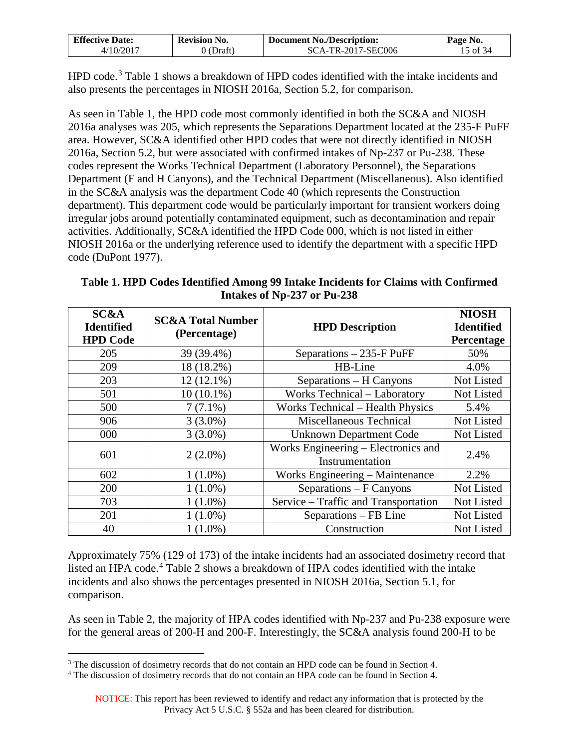HPD code.[3] Table 1 shows a breakdown of HPD codes identified with the intake incidents and also presents the percentages in NIOSH 2016a, Section 5.2, for comparison.

As seen in Table 1, the HPD code most commonly identified in both the SC&A and NIOSH 2016a analyses was 205, which represents the Separations Department located at the 235-F PuFF area. However, SC&A identified other HPD codes that were not directly identified in NIOSH 2016a, Section 5.2, but were associated with confirmed intakes of Np-237 or Pu-238. These codes represent the Works Technical Department (Laboratory Personnel), the Separations Department (F and H Canyons), and the Technical Department (Miscellaneous). Also identified in the SC&A analysis was the department Code 40 (which represents the Construction department). This department code would be particularly important for transient workers doing irregular jobs around potentially contaminated equipment, such as decontamination and repair activities. Additionally, SC&A identified the HPD Code 000, which is not listed in either NIOSH 2016a or the underlying reference used to identify the department with a specific HPD code (DuPont 1977).

**Table 1. HPD Codes Identified Among 99 Intake Incidents for Claims with Confirmed Intakes of Np-237 or Pu-238**

| SC&A Identified HPD Code | SC&A Total Number (Percentage) | HPD Description | NIOSH Identified Percentage |
|---|---|---|---|
| 205 | 39 (39.4%) | Separations – 235-F PuFF | 50% |
| 209 | 18 (18.2%) | HB-Line | 4.0% |
| 203 | 12 (12.1%) | Separations – H Canyons | Not Listed |
| 501 | 10 (10.1%) | Works Technical – Laboratory | Not Listed |
| 500 | 7 (7.1%) | Works Technical – Health Physics | 5.4% |
| 906 | 3 (3.0%) | Miscellaneous Technical | Not Listed |
| 000 | 3 (3.0%) | Unknown Department Code | Not Listed |
| 601 | 2 (2.0%) | Works Engineering – Electronics and Instrumentation | 2.4% |
| 602 | 1 (1.0%) | Works Engineering – Maintenance | 2.2% |
| 200 | 1 (1.0%) | Separations – F Canyons | Not Listed |
| 703 | 1 (1.0%) | Service – Traffic and Transportation | Not Listed |
| 201 | 1 (1.0%) | Separations – FB Line | Not Listed |
| 40 | 1 (1.0%) | Construction | Not Listed |

Approximately 75% (129 of 173) of the intake incidents had an associated dosimetry record that listed an HPA code.[4] Table 2 shows a breakdown of HPA codes identified with the intake incidents and also shows the percentages presented in NIOSH 2016a, Section 5.1, for comparison.

As seen in Table 2, the majority of HPA codes identified with Np-237 and Pu-238 exposure were for the general areas of 200-H and 200-F. Interestingly, the SC&A analysis found 200-H to be

[3] The discussion of dosimetry records that do not contain an HPD code can be found in Section 4.

[4] The discussion of dosimetry records that do not contain an HPA code can be found in Section 4.

NOTICE: This report has been reviewed to identify and redact any information that is protected by the Privacy Act 5 U.S.C. § 552a and has been cleared for distribution.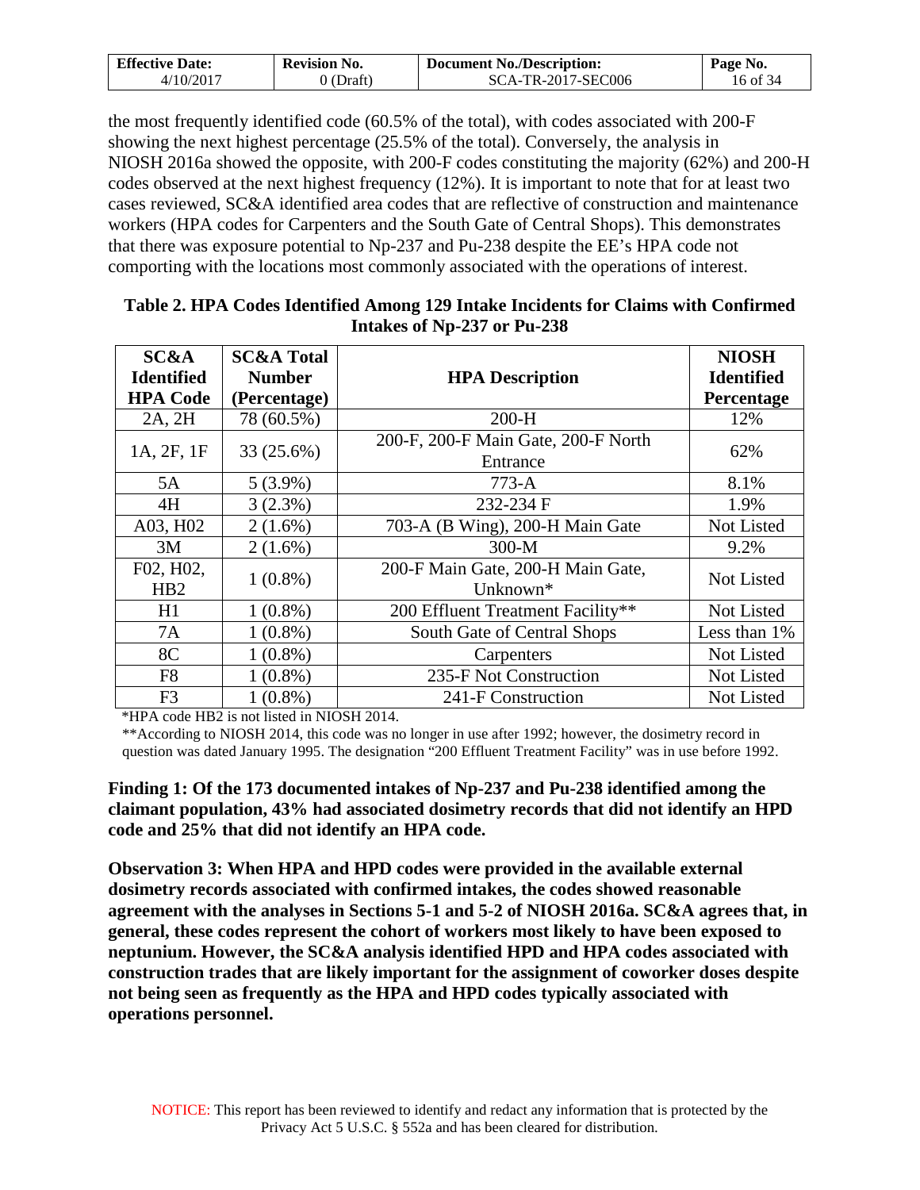the most frequently identified code (60.5% of the total), with codes associated with 200-F showing the next highest percentage (25.5% of the total). Conversely, the analysis in NIOSH 2016a showed the opposite, with 200-F codes constituting the majority (62%) and 200-H codes observed at the next highest frequency (12%). It is important to note that for at least two cases reviewed, SC&A identified area codes that are reflective of construction and maintenance workers (HPA codes for Carpenters and the South Gate of Central Shops). This demonstrates that there was exposure potential to Np-237 and Pu-238 despite the EE's HPA code not comporting with the locations most commonly associated with the operations of interest.

**Table 2. HPA Codes Identified Among 129 Intake Incidents for Claims with Confirmed Intakes of Np-237 or Pu-238**

| SC&A Identified HPA Code | SC&A Total Number (Percentage) | HPA Description | NIOSH Identified Percentage |
|---|---|---|---|
| 2A, 2H | 78 (60.5%) | 200-H | 12% |
| 1A, 2F, 1F | 33 (25.6%) | 200-F, 200-F Main Gate, 200-F North Entrance | 62% |
| 5A | 5 (3.9%) | 773-A | 8.1% |
| 4H | 3 (2.3%) | 232-234 F | 1.9% |
| A03, H02 | 2 (1.6%) | 703-A (B Wing), 200-H Main Gate | Not Listed |
| 3M | 2 (1.6%) | 300-M | 9.2% |
| F02, H02, HB2 | 1 (0.8%) | 200-F Main Gate, 200-H Main Gate, Unknown* | Not Listed |
| H1 | 1 (0.8%) | 200 Effluent Treatment Facility** | Not Listed |
| 7A | 1 (0.8%) | South Gate of Central Shops | Less than 1% |
| 8C | 1 (0.8%) | Carpenters | Not Listed |
| F8 | 1 (0.8%) | 235-F Not Construction | Not Listed |
| F3 | 1 (0.8%) | 241-F Construction | Not Listed |

*HPA code HB2 is not listed in NIOSH 2014.

**According to NIOSH 2014, this code was no longer in use after 1992; however, the dosimetry record in question was dated January 1995. The designation "200 Effluent Treatment Facility" was in use before 1992.

**Finding 1: Of the 173 documented intakes of Np-237 and Pu-238 identified among the claimant population, 43% had associated dosimetry records that did not identify an HPD code and 25% that did not identify an HPA code.**

**Observation 3: When HPA and HPD codes were provided in the available external dosimetry records associated with confirmed intakes, the codes showed reasonable agreement with the analyses in Sections 5-1 and 5-2 of NIOSH 2016a. SC&A agrees that, in general, these codes represent the cohort of workers most likely to have been exposed to neptunium. However, the SC&A analysis identified HPD and HPA codes associated with construction trades that are likely important for the assignment of coworker doses despite not being seen as frequently as the HPA and HPD codes typically associated with operations personnel.**

NOTICE: This report has been reviewed to identify and redact any information that is protected by the Privacy Act 5 U.S.C. § 552a and has been cleared for distribution.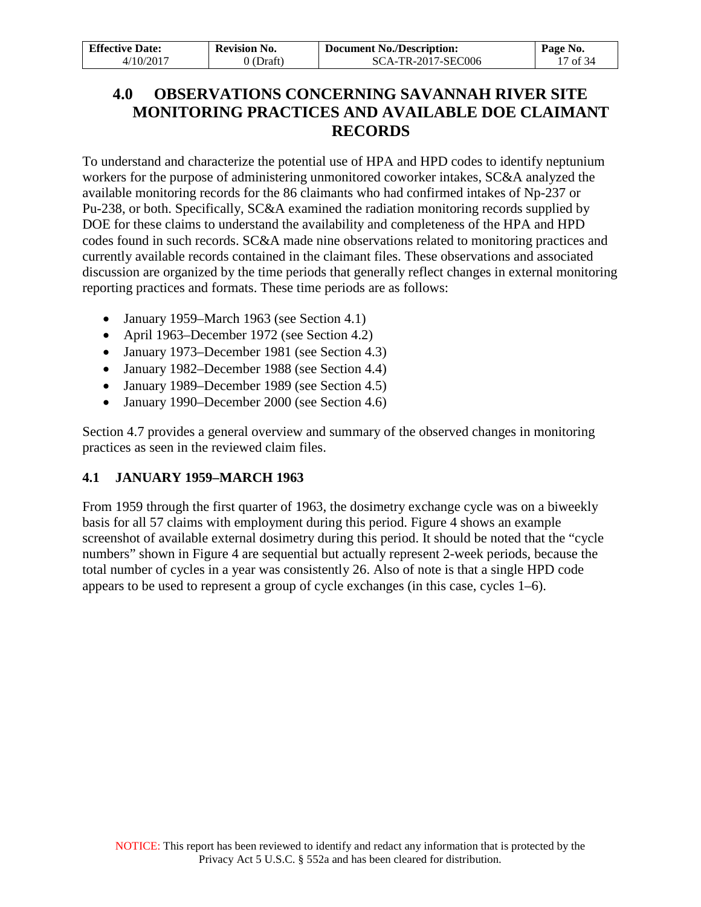# 4.0 OBSERVATIONS CONCERNING SAVANNAH RIVER SITE MONITORING PRACTICES AND AVAILABLE DOE CLAIMANT RECORDS

To understand and characterize the potential use of HPA and HPD codes to identify neptunium workers for the purpose of administering unmonitored coworker intakes, SC&A analyzed the available monitoring records for the 86 claimants who had confirmed intakes of Np-237 or Pu-238, or both. Specifically, SC&A examined the radiation monitoring records supplied by DOE for these claims to understand the availability and completeness of the HPA and HPD codes found in such records. SC&A made nine observations related to monitoring practices and currently available records contained in the claimant files. These observations and associated discussion are organized by the time periods that generally reflect changes in external monitoring reporting practices and formats. These time periods are as follows:

- January 1959–March 1963 (see Section 4.1)
- April 1963–December 1972 (see Section 4.2)
- January 1973–December 1981 (see Section 4.3)
- January 1982–December 1988 (see Section 4.4)
- January 1989–December 1989 (see Section 4.5)
- January 1990–December 2000 (see Section 4.6)

Section 4.7 provides a general overview and summary of the observed changes in monitoring practices as seen in the reviewed claim files.

## 4.1 JANUARY 1959–MARCH 1963

From 1959 through the first quarter of 1963, the dosimetry exchange cycle was on a biweekly basis for all 57 claims with employment during this period. Figure 4 shows an example screenshot of available external dosimetry during this period. It should be noted that the "cycle numbers" shown in Figure 4 are sequential but actually represent 2-week periods, because the total number of cycles in a year was consistently 26. Also of note is that a single HPD code appears to be used to represent a group of cycle exchanges (in this case, cycles 1–6).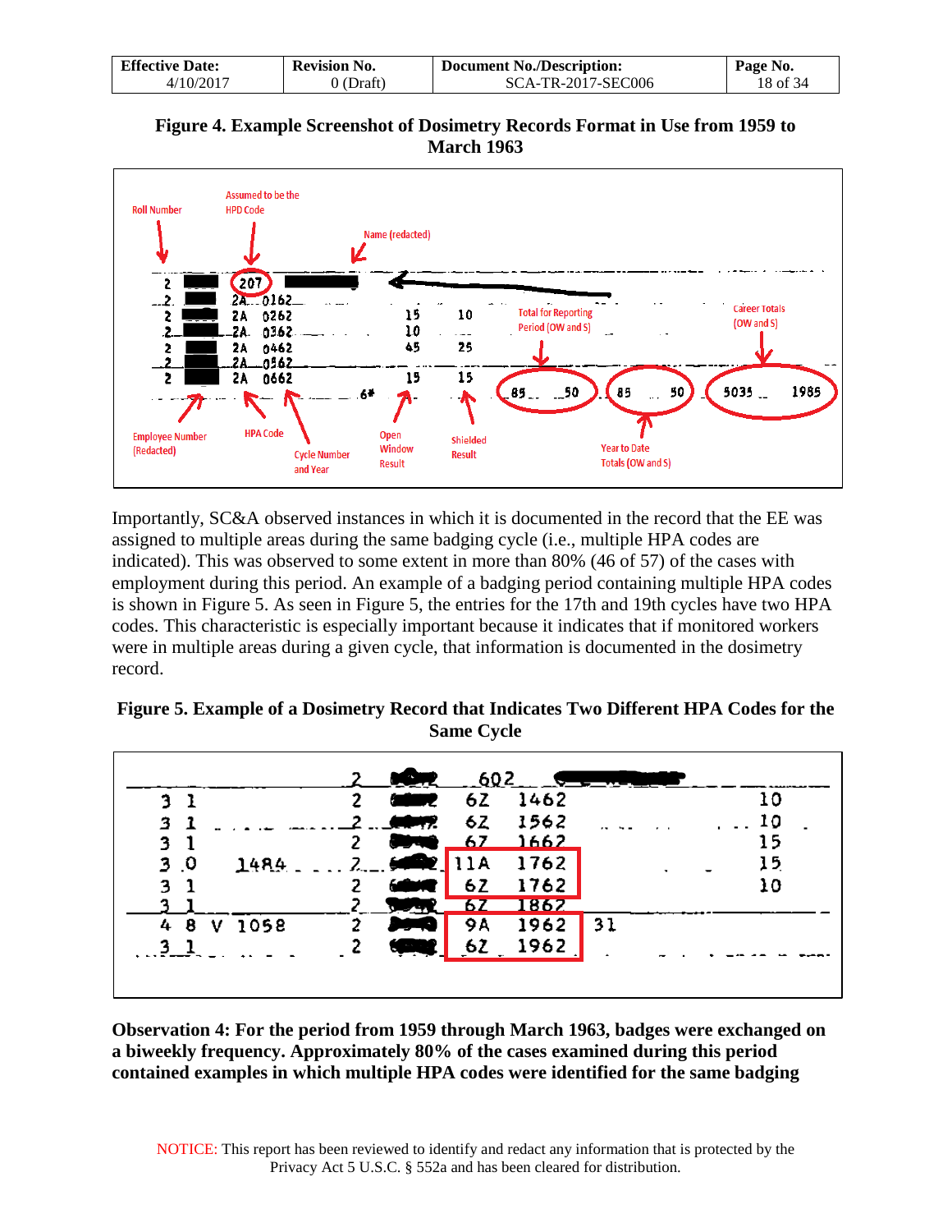**Figure 4. Example Screenshot of Dosimetry Records Format in Use from 1959 to March 1963**

Importantly, SC&A observed instances in which it is documented in the record that the EE was assigned to multiple areas during the same badging cycle (i.e., multiple HPA codes are indicated). This was observed to some extent in more than 80% (46 of 57) of the cases with employment during this period. An example of a badging period containing multiple HPA codes is shown in Figure 5. As seen in Figure 5, the entries for the 17th and 19th cycles have two HPA codes. This characteristic is especially important because it indicates that if monitored workers were in multiple areas during a given cycle, that information is documented in the dosimetry record.

**Figure 5. Example of a Dosimetry Record that Indicates Two Different HPA Codes for the Same Cycle**

**Observation 4: For the period from 1959 through March 1963, badges were exchanged on a biweekly frequency. Approximately 80% of the cases examined during this period contained examples in which multiple HPA codes were identified for the same badging**

NOTICE: This report has been reviewed to identify and redact any information that is protected by the Privacy Act 5 U.S.C. § 552a and has been cleared for distribution.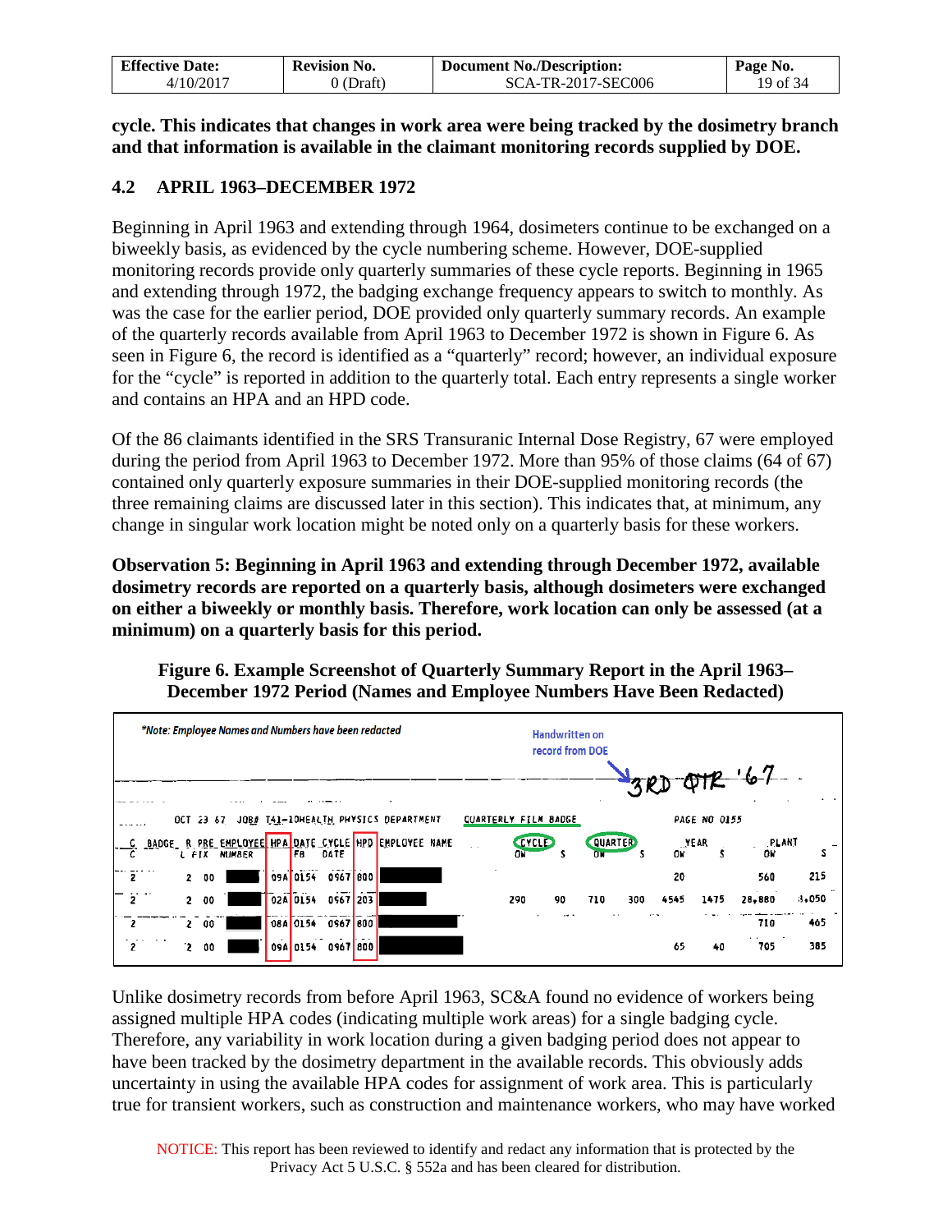**cycle. This indicates that changes in work area were being tracked by the dosimetry branch and that information is available in the claimant monitoring records supplied by DOE.**

## 4.2 APRIL 1963–DECEMBER 1972

Beginning in April 1963 and extending through 1964, dosimeters continue to be exchanged on a biweekly basis, as evidenced by the cycle numbering scheme. However, DOE-supplied monitoring records provide only quarterly summaries of these cycle reports. Beginning in 1965 and extending through 1972, the badging exchange frequency appears to switch to monthly. As was the case for the earlier period, DOE provided only quarterly summary records. An example of the quarterly records available from April 1963 to December 1972 is shown in Figure 6. As seen in Figure 6, the record is identified as a "quarterly" record; however, an individual exposure for the "cycle" is reported in addition to the quarterly total. Each entry represents a single worker and contains an HPA and an HPD code.

Of the 86 claimants identified in the SRS Transuranic Internal Dose Registry, 67 were employed during the period from April 1963 to December 1972. More than 95% of those claims (64 of 67) contained only quarterly exposure summaries in their DOE-supplied monitoring records (the three remaining claims are discussed later in this section). This indicates that, at minimum, any change in singular work location might be noted only on a quarterly basis for these workers.

**Observation 5: Beginning in April 1963 and extending through December 1972, available dosimetry records are reported on a quarterly basis, although dosimeters were exchanged on either a biweekly or monthly basis. Therefore, work location can only be assessed (at a minimum) on a quarterly basis for this period.**

**Figure 6. Example Screenshot of Quarterly Summary Report in the April 1963–December 1972 Period (Names and Employee Numbers Have Been Redacted)**

*Note: Employee Names and Numbers have been redacted

Handwritten on record from DOE: 3RD QTR '67

OCT 23 67 JOB# T41-10HEALTH PHYSICS DEPARTMENT QUARTERLY FILM BADGE PAGE NO 0155

| C | BADGE | R | PRE FIX | EMPLOYEE NUMBER | HPA | DATE FB | CYCLE DATE | HPD | EMPLOYEE NAME | CYCLE OW | CYCLE S | QUARTER OW | QUARTER S | YEAR OW | YEAR S | PLANT OW | PLANT S |
|---|---|---|---|---|---|---|---|---|---|---|---|---|---|---|---|---|---|
| 2 | | 2 | 00 | | 09A | 0154 | 0967 | 800 | | | | | | 20 | | 560 | 215 |
| 2 | | 2 | 00 | | 02A | 0154 | 0967 | 203 | | 290 | 90 | 710 | 300 | 4545 | 1475 | 28,880 | 8,050 |
| 2 | | 2 | 00 | | 08A | 0154 | 0967 | 800 | | | | | | | | 710 | 465 |
| 2 | | 2 | 00 | | 09A | 0154 | 0967 | 800 | | | | | | 65 | 40 | 705 | 385 |

Unlike dosimetry records from before April 1963, SC&A found no evidence of workers being assigned multiple HPA codes (indicating multiple work areas) for a single badging cycle. Therefore, any variability in work location during a given badging period does not appear to have been tracked by the dosimetry department in the available records. This obviously adds uncertainty in using the available HPA codes for assignment of work area. This is particularly true for transient workers, such as construction and maintenance workers, who may have worked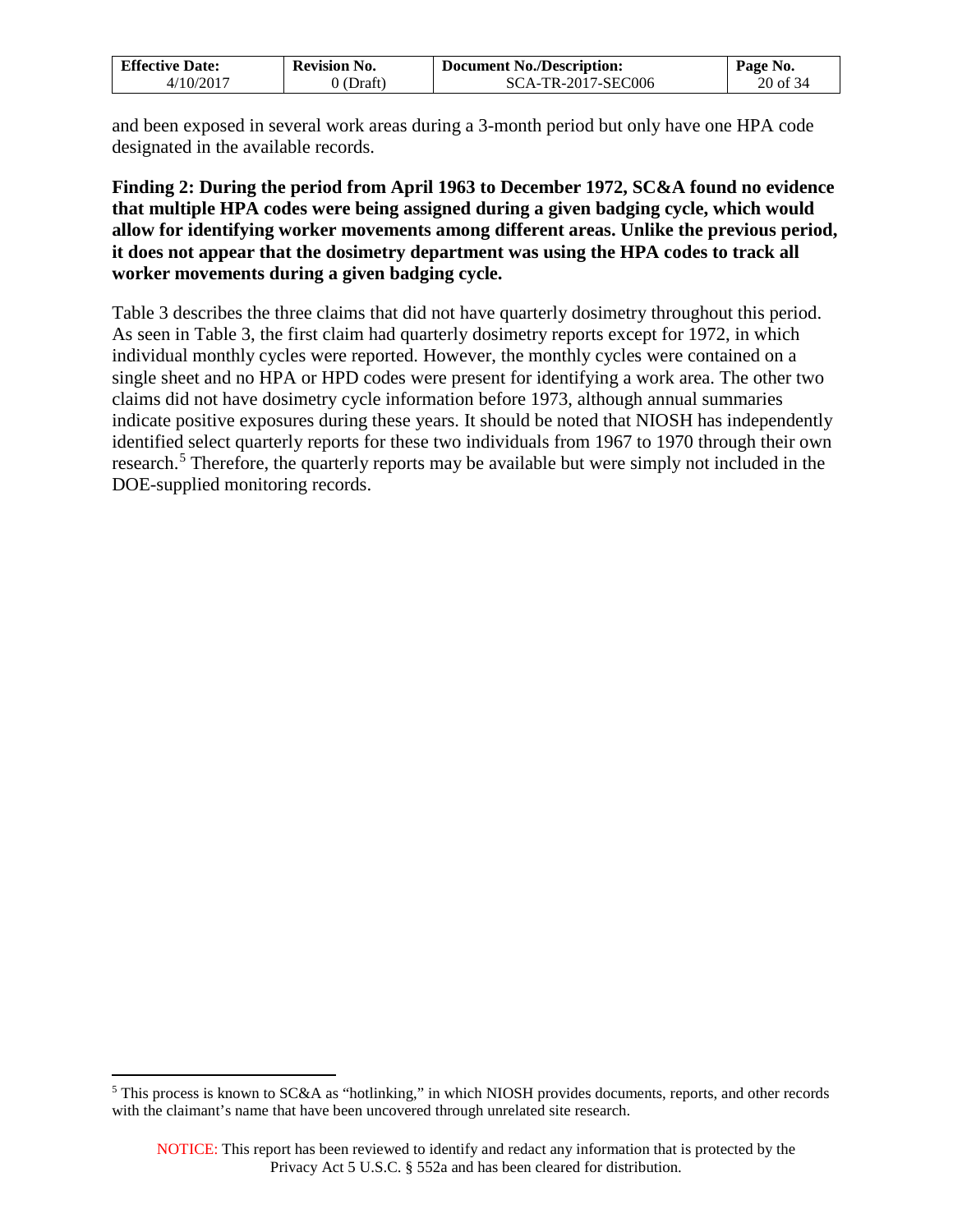and been exposed in several work areas during a 3-month period but only have one HPA code designated in the available records.

**Finding 2: During the period from April 1963 to December 1972, SC&A found no evidence that multiple HPA codes were being assigned during a given badging cycle, which would allow for identifying worker movements among different areas. Unlike the previous period, it does not appear that the dosimetry department was using the HPA codes to track all worker movements during a given badging cycle.**

Table 3 describes the three claims that did not have quarterly dosimetry throughout this period. As seen in Table 3, the first claim had quarterly dosimetry reports except for 1972, in which individual monthly cycles were reported. However, the monthly cycles were contained on a single sheet and no HPA or HPD codes were present for identifying a work area. The other two claims did not have dosimetry cycle information before 1973, although annual summaries indicate positive exposures during these years. It should be noted that NIOSH has independently identified select quarterly reports for these two individuals from 1967 to 1970 through their own research.[5] Therefore, the quarterly reports may be available but were simply not included in the DOE-supplied monitoring records.

[5] This process is known to SC&A as "hotlinking," in which NIOSH provides documents, reports, and other records with the claimant's name that have been uncovered through unrelated site research.

NOTICE: This report has been reviewed to identify and redact any information that is protected by the Privacy Act 5 U.S.C. § 552a and has been cleared for distribution.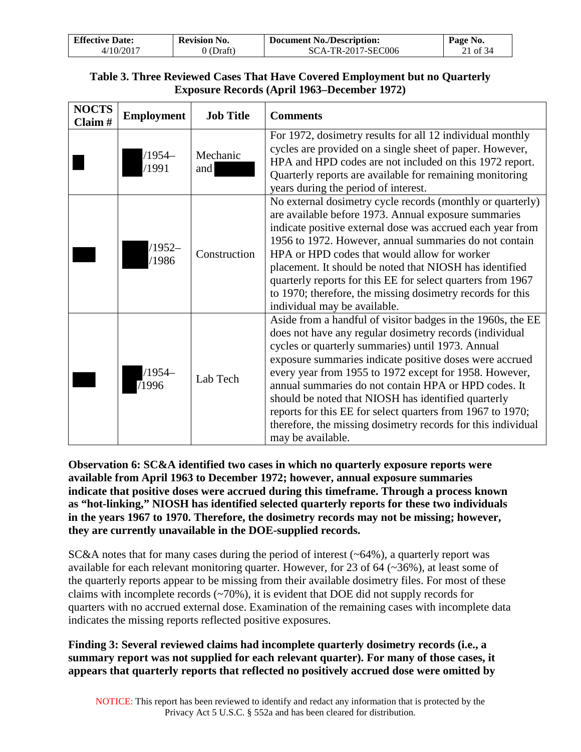**Table 3. Three Reviewed Cases That Have Covered Employment but no Quarterly Exposure Records (April 1963–December 1972)**

| NOCTS Claim # | Employment | Job Title | Comments |
|---|---|---|---|
| | /1954– /1991 | Mechanic and | For 1972, dosimetry results for all 12 individual monthly cycles are provided on a single sheet of paper. However, HPA and HPD codes are not included on this 1972 report. Quarterly reports are available for remaining monitoring years during the period of interest. |
| | /1952– /1986 | Construction | No external dosimetry cycle records (monthly or quarterly) are available before 1973. Annual exposure summaries indicate positive external dose was accrued each year from 1956 to 1972. However, annual summaries do not contain HPA or HPD codes that would allow for worker placement. It should be noted that NIOSH has identified quarterly reports for this EE for select quarters from 1967 to 1970; therefore, the missing dosimetry records for this individual may be available. |
| | /1954– /1996 | Lab Tech | Aside from a handful of visitor badges in the 1960s, the EE does not have any regular dosimetry records (individual cycles or quarterly summaries) until 1973. Annual exposure summaries indicate positive doses were accrued every year from 1955 to 1972 except for 1958. However, annual summaries do not contain HPA or HPD codes. It should be noted that NIOSH has identified quarterly reports for this EE for select quarters from 1967 to 1970; therefore, the missing dosimetry records for this individual may be available. |

**Observation 6: SC&A identified two cases in which no quarterly exposure reports were available from April 1963 to December 1972; however, annual exposure summaries indicate that positive doses were accrued during this timeframe. Through a process known as "hot-linking," NIOSH has identified selected quarterly reports for these two individuals in the years 1967 to 1970. Therefore, the dosimetry records may not be missing; however, they are currently unavailable in the DOE-supplied records.**

SC&A notes that for many cases during the period of interest (~64%), a quarterly report was available for each relevant monitoring quarter. However, for 23 of 64 (~36%), at least some of the quarterly reports appear to be missing from their available dosimetry files. For most of these claims with incomplete records (~70%), it is evident that DOE did not supply records for quarters with no accrued external dose. Examination of the remaining cases with incomplete data indicates the missing reports reflected positive exposures.

**Finding 3: Several reviewed claims had incomplete quarterly dosimetry records (i.e., a summary report was not supplied for each relevant quarter). For many of those cases, it appears that quarterly reports that reflected no positively accrued dose were omitted by**

NOTICE: This report has been reviewed to identify and redact any information that is protected by the Privacy Act 5 U.S.C. § 552a and has been cleared for distribution.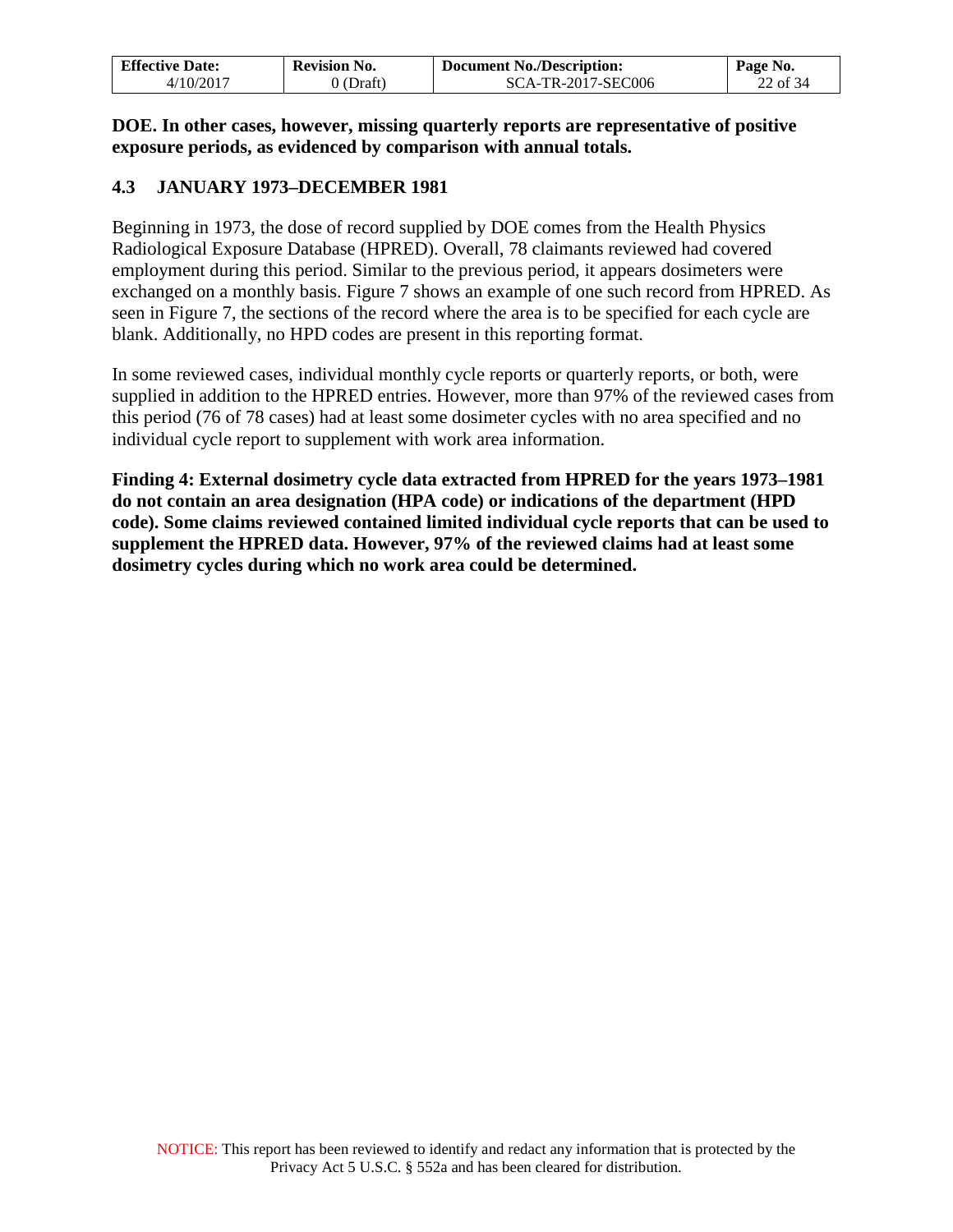**DOE. In other cases, however, missing quarterly reports are representative of positive exposure periods, as evidenced by comparison with annual totals.**

## 4.3 JANUARY 1973–DECEMBER 1981

Beginning in 1973, the dose of record supplied by DOE comes from the Health Physics Radiological Exposure Database (HPRED). Overall, 78 claimants reviewed had covered employment during this period. Similar to the previous period, it appears dosimeters were exchanged on a monthly basis. Figure 7 shows an example of one such record from HPRED. As seen in Figure 7, the sections of the record where the area is to be specified for each cycle are blank. Additionally, no HPD codes are present in this reporting format.

In some reviewed cases, individual monthly cycle reports or quarterly reports, or both, were supplied in addition to the HPRED entries. However, more than 97% of the reviewed cases from this period (76 of 78 cases) had at least some dosimeter cycles with no area specified and no individual cycle report to supplement with work area information.

**Finding 4: External dosimetry cycle data extracted from HPRED for the years 1973–1981 do not contain an area designation (HPA code) or indications of the department (HPD code). Some claims reviewed contained limited individual cycle reports that can be used to supplement the HPRED data. However, 97% of the reviewed claims had at least some dosimetry cycles during which no work area could be determined.**

NOTICE: This report has been reviewed to identify and redact any information that is protected by the Privacy Act 5 U.S.C. § 552a and has been cleared for distribution.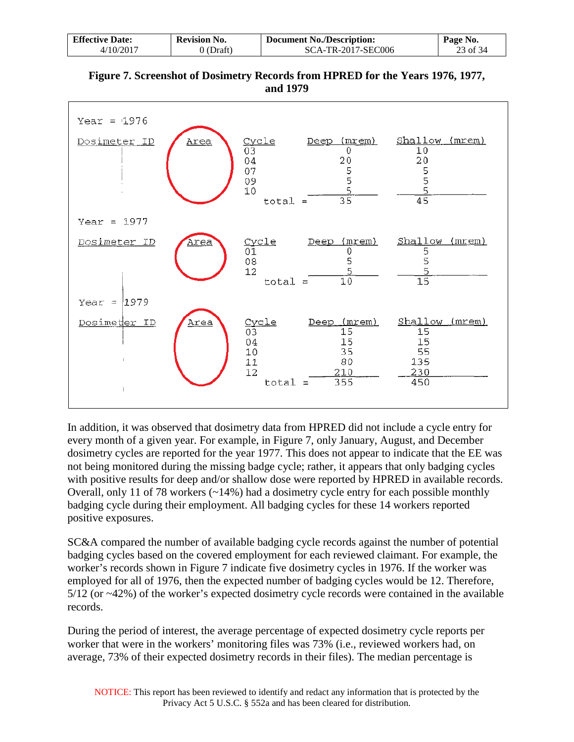**Figure 7. Screenshot of Dosimetry Records from HPRED for the Years 1976, 1977, and 1979**

Year = 1976

| Dosimeter ID | Area | Cycle | Deep (mrem) | Shallow (mrem) |
|---|---|---|---|---|
| | | 03 | 0 | 10 |
| | | 04 | 20 | 20 |
| | | 07 | 5 | 5 |
| | | 09 | 5 | 5 |
| | | 10 | 5 | 5 |
| | | total = | 35 | 45 |

Year = 1977

| Dosimeter ID | Area | Cycle | Deep (mrem) | Shallow (mrem) |
|---|---|---|---|---|
| | | 01 | 0 | 5 |
| | | 08 | 5 | 5 |
| | | 12 | 5 | 5 |
| | | total = | 10 | 15 |

Year = 1979

| Dosimeter ID | Area | Cycle | Deep (mrem) | Shallow (mrem) |
|---|---|---|---|---|
| | | 03 | 15 | 15 |
| | | 04 | 15 | 15 |
| | | 10 | 35 | 55 |
| | | 11 | 80 | 135 |
| | | 12 | 210 | 230 |
| | | total = | 355 | 450 |

In addition, it was observed that dosimetry data from HPRED did not include a cycle entry for every month of a given year. For example, in Figure 7, only January, August, and December dosimetry cycles are reported for the year 1977. This does not appear to indicate that the EE was not being monitored during the missing badge cycle; rather, it appears that only badging cycles with positive results for deep and/or shallow dose were reported by HPRED in available records. Overall, only 11 of 78 workers (~14%) had a dosimetry cycle entry for each possible monthly badging cycle during their employment. All badging cycles for these 14 workers reported positive exposures.

SC&A compared the number of available badging cycle records against the number of potential badging cycles based on the covered employment for each reviewed claimant. For example, the worker's records shown in Figure 7 indicate five dosimetry cycles in 1976. If the worker was employed for all of 1976, then the expected number of badging cycles would be 12. Therefore, 5/12 (or ~42%) of the worker's expected dosimetry cycle records were contained in the available records.

During the period of interest, the average percentage of expected dosimetry cycle reports per worker that were in the workers' monitoring files was 73% (i.e., reviewed workers had, on average, 73% of their expected dosimetry records in their files). The median percentage is

NOTICE: This report has been reviewed to identify and redact any information that is protected by the Privacy Act 5 U.S.C. § 552a and has been cleared for distribution.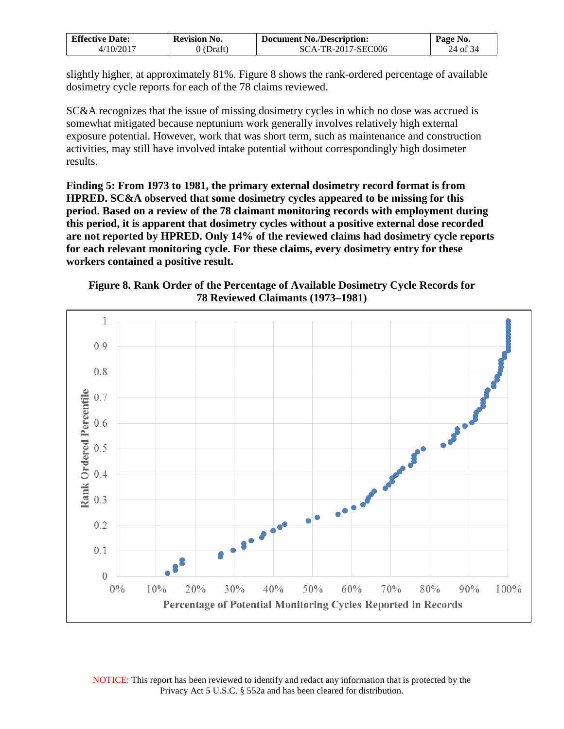slightly higher, at approximately 81%. Figure 8 shows the rank-ordered percentage of available dosimetry cycle reports for each of the 78 claims reviewed.

SC&A recognizes that the issue of missing dosimetry cycles in which no dose was accrued is somewhat mitigated because neptunium work generally involves relatively high external exposure potential. However, work that was short term, such as maintenance and construction activities, may still have involved intake potential without correspondingly high dosimeter results.

**Finding 5: From 1973 to 1981, the primary external dosimetry record format is from HPRED. SC&A observed that some dosimetry cycles appeared to be missing for this period. Based on a review of the 78 claimant monitoring records with employment during this period, it is apparent that dosimetry cycles without a positive external dose recorded are not reported by HPRED. Only 14% of the reviewed claims had dosimetry cycle reports for each relevant monitoring cycle. For these claims, every dosimetry entry for these workers contained a positive result.**

**Figure 8. Rank Order of the Percentage of Available Dosimetry Cycle Records for 78 Reviewed Claimants (1973–1981)**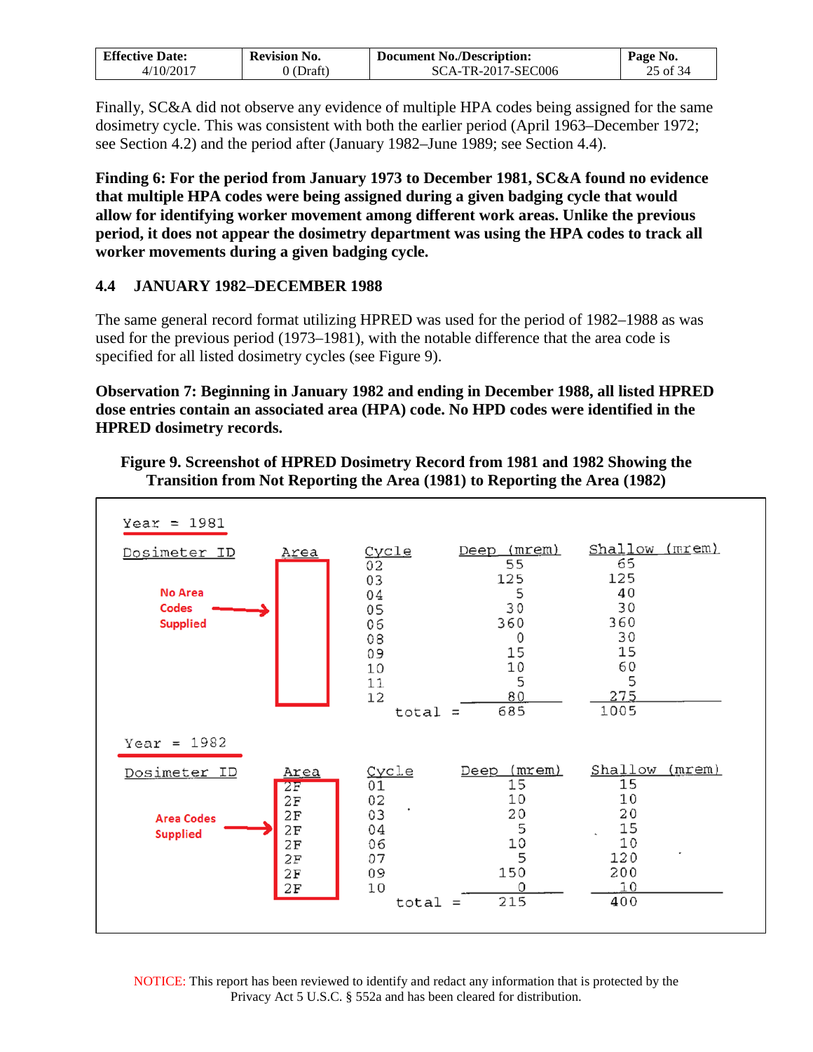Finally, SC&A did not observe any evidence of multiple HPA codes being assigned for the same dosimetry cycle. This was consistent with both the earlier period (April 1963–December 1972; see Section 4.2) and the period after (January 1982–June 1989; see Section 4.4).

**Finding 6: For the period from January 1973 to December 1981, SC&A found no evidence that multiple HPA codes were being assigned during a given badging cycle that would allow for identifying worker movement among different work areas. Unlike the previous period, it does not appear the dosimetry department was using the HPA codes to track all worker movements during a given badging cycle.**

## 4.4 JANUARY 1982–DECEMBER 1988

The same general record format utilizing HPRED was used for the period of 1982–1988 as was used for the previous period (1973–1981), with the notable difference that the area code is specified for all listed dosimetry cycles (see Figure 9).

**Observation 7: Beginning in January 1982 and ending in December 1988, all listed HPRED dose entries contain an associated area (HPA) code. No HPD codes were identified in the HPRED dosimetry records.**

**Figure 9. Screenshot of HPRED Dosimetry Record from 1981 and 1982 Showing the Transition from Not Reporting the Area (1981) to Reporting the Area (1982)**

Year = 1981

| Dosimeter ID | Area | Cycle | Deep (mrem) | Shallow (mrem) |
|---|---|---|---|---|
| No Area Codes Supplied | | 02 | 55 | 65 |
| | | 03 | 125 | 125 |
| | | 04 | 5 | 40 |
| | | 05 | 30 | 30 |
| | | 06 | 360 | 360 |
| | | 08 | 0 | 30 |
| | | 09 | 15 | 15 |
| | | 10 | 10 | 60 |
| | | 11 | 5 | 5 |
| | | 12 | 80 | 275 |
| | | total = | 685 | 1005 |

Year = 1982

| Dosimeter ID | Area | Cycle | Deep (mrem) | Shallow (mrem) |
|---|---|---|---|---|
| Area Codes Supplied | 2F | 01 | 15 | 15 |
| | 2F | 02 | 10 | 10 |
| | 2F | 03 | 20 | 20 |
| | 2F | 04 | 5 | 15 |
| | 2F | 06 | 10 | 10 |
| | 2F | 07 | 5 | 120 |
| | 2F | 09 | 150 | 200 |
| | 2F | 10 | 0 | 10 |
| | | total = | 215 | 400 |

NOTICE: This report has been reviewed to identify and redact any information that is protected by the Privacy Act 5 U.S.C. § 552a and has been cleared for distribution.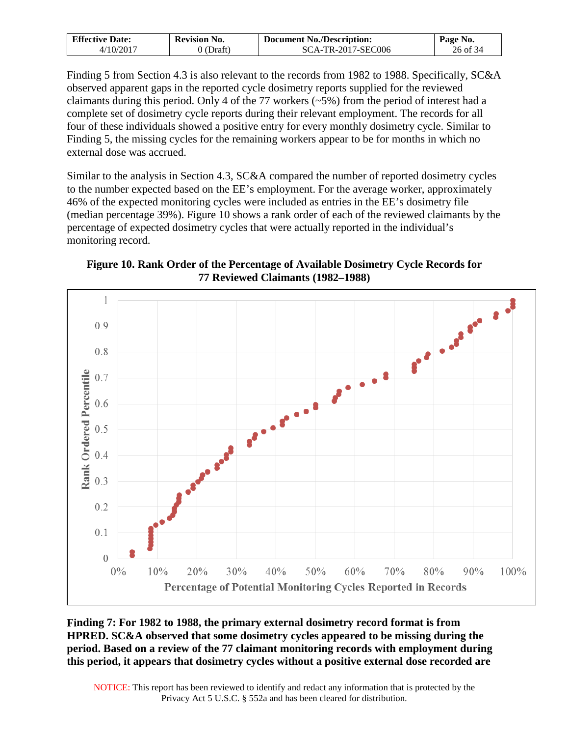Finding 5 from Section 4.3 is also relevant to the records from 1982 to 1988. Specifically, SC&A observed apparent gaps in the reported cycle dosimetry reports supplied for the reviewed claimants during this period. Only 4 of the 77 workers (~5%) from the period of interest had a complete set of dosimetry cycle reports during their relevant employment. The records for all four of these individuals showed a positive entry for every monthly dosimetry cycle. Similar to Finding 5, the missing cycles for the remaining workers appear to be for months in which no external dose was accrued.

Similar to the analysis in Section 4.3, SC&A compared the number of reported dosimetry cycles to the number expected based on the EE's employment. For the average worker, approximately 46% of the expected monitoring cycles were included as entries in the EE's dosimetry file (median percentage 39%). Figure 10 shows a rank order of each of the reviewed claimants by the percentage of expected dosimetry cycles that were actually reported in the individual's monitoring record.

**Figure 10. Rank Order of the Percentage of Available Dosimetry Cycle Records for 77 Reviewed Claimants (1982–1988)**

**Finding 7: For 1982 to 1988, the primary external dosimetry record format is from HPRED. SC&A observed that some dosimetry cycles appeared to be missing during the period. Based on a review of the 77 claimant monitoring records with employment during this period, it appears that dosimetry cycles without a positive external dose recorded are**

NOTICE: This report has been reviewed to identify and redact any information that is protected by the Privacy Act 5 U.S.C. § 552a and has been cleared for distribution.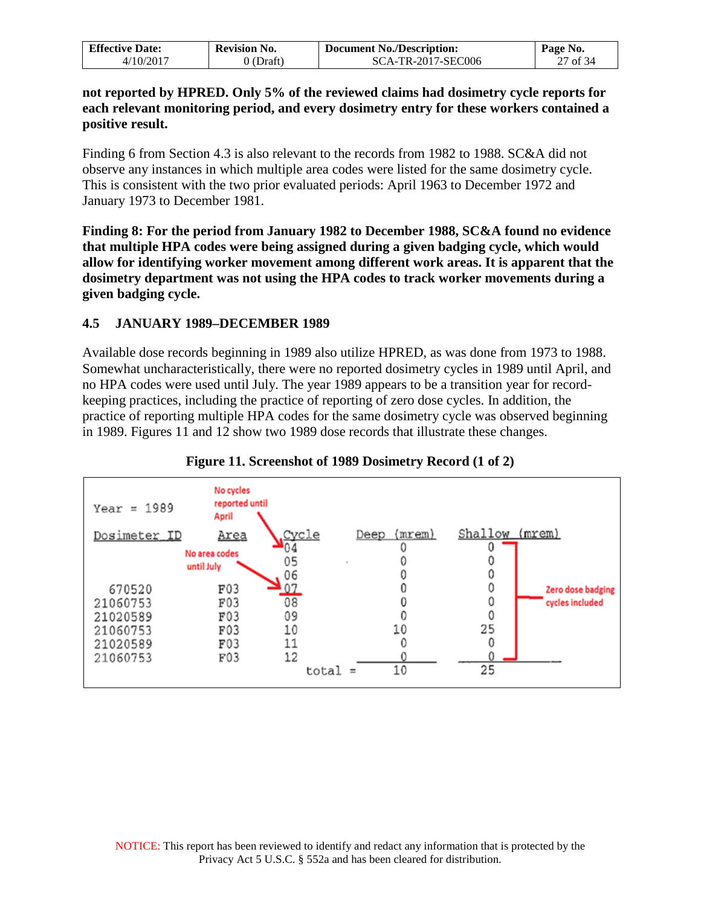**not reported by HPRED. Only 5% of the reviewed claims had dosimetry cycle reports for each relevant monitoring period, and every dosimetry entry for these workers contained a positive result.**

Finding 6 from Section 4.3 is also relevant to the records from 1982 to 1988. SC&A did not observe any instances in which multiple area codes were listed for the same dosimetry cycle. This is consistent with the two prior evaluated periods: April 1963 to December 1972 and January 1973 to December 1981.

**Finding 8: For the period from January 1982 to December 1988, SC&A found no evidence that multiple HPA codes were being assigned during a given badging cycle, which would allow for identifying worker movement among different work areas. It is apparent that the dosimetry department was not using the HPA codes to track worker movements during a given badging cycle.**

## 4.5 JANUARY 1989–DECEMBER 1989

Available dose records beginning in 1989 also utilize HPRED, as was done from 1973 to 1988. Somewhat uncharacteristically, there were no reported dosimetry cycles in 1989 until April, and no HPA codes were used until July. The year 1989 appears to be a transition year for record-keeping practices, including the practice of reporting of zero dose cycles. In addition, the practice of reporting multiple HPA codes for the same dosimetry cycle was observed beginning in 1989. Figures 11 and 12 show two 1989 dose records that illustrate these changes.

**Figure 11. Screenshot of 1989 Dosimetry Record (1 of 2)**

Year = 1989

| Dosimeter ID | Area | Cycle | Deep (mrem) | Shallow (mrem) |
|---|---|---|---|---|
| | | 04 | 0 | 0 |
| | | 05 | 0 | 0 |
| | | 06 | 0 | 0 |
| 670520 | F03 | 07 | 0 | 0 |
| 21060753 | F03 | 08 | 0 | 0 |
| 21020589 | F03 | 09 | 0 | 0 |
| 21060753 | F03 | 10 | 10 | 25 |
| 21020589 | F03 | 11 | 0 | 0 |
| 21060753 | F03 | 12 | 0 | 0 |
| | | total = | 10 | 25 |

Annotations: "No cycles reported until April"; "No area codes until July"; "Zero dose badging cycles included"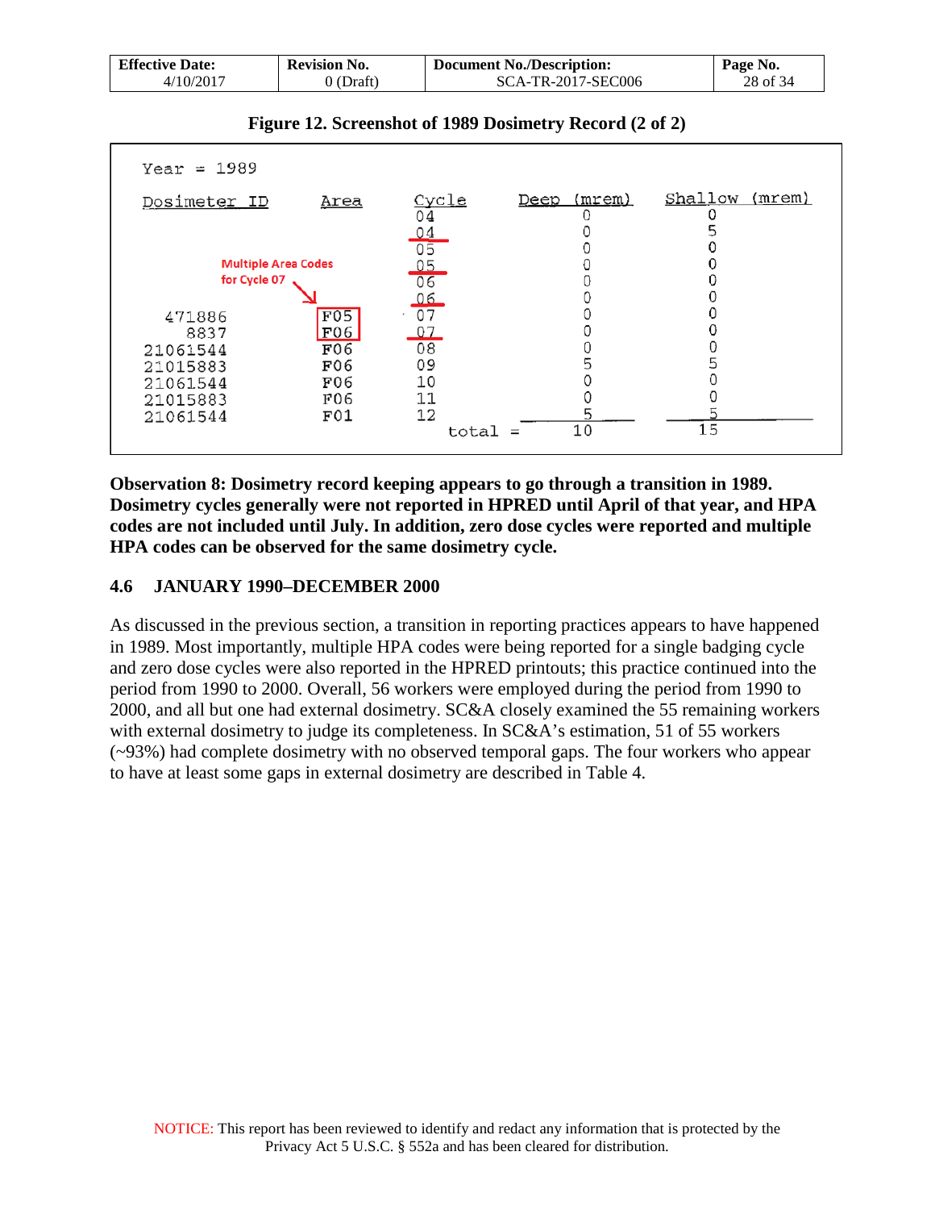**Figure 12. Screenshot of 1989 Dosimetry Record (2 of 2)**

Year = 1989

| Dosimeter ID | Area | Cycle | Deep (mrem) | Shallow (mrem) |
|---|---|---|---|---|
| | | 04 | 0 | 0 |
| | | 04 | 0 | 5 |
| | | 05 | 0 | 0 |
| | | 05 | 0 | 0 |
| | | 06 | 0 | 0 |
| | | 06 | 0 | 0 |
| 471886 | F05 | 07 | 0 | 0 |
| 8837 | F06 | 07 | 0 | 0 |
| 21061544 | F06 | 08 | 0 | 0 |
| 21015883 | F06 | 09 | 5 | 5 |
| 21061544 | F06 | 10 | 0 | 0 |
| 21015883 | F06 | 11 | 0 | 0 |
| 21061544 | F01 | 12 | 5 | 5 |
| | | total = | 10 | 15 |

Multiple Area Codes for Cycle 07

**Observation 8: Dosimetry record keeping appears to go through a transition in 1989. Dosimetry cycles generally were not reported in HPRED until April of that year, and HPA codes are not included until July. In addition, zero dose cycles were reported and multiple HPA codes can be observed for the same dosimetry cycle.**

## 4.6 JANUARY 1990–DECEMBER 2000

As discussed in the previous section, a transition in reporting practices appears to have happened in 1989. Most importantly, multiple HPA codes were being reported for a single badging cycle and zero dose cycles were also reported in the HPRED printouts; this practice continued into the period from 1990 to 2000. Overall, 56 workers were employed during the period from 1990 to 2000, and all but one had external dosimetry. SC&A closely examined the 55 remaining workers with external dosimetry to judge its completeness. In SC&A's estimation, 51 of 55 workers (~93%) had complete dosimetry with no observed temporal gaps. The four workers who appear to have at least some gaps in external dosimetry are described in Table 4.

NOTICE: This report has been reviewed to identify and redact any information that is protected by the Privacy Act 5 U.S.C. § 552a and has been cleared for distribution.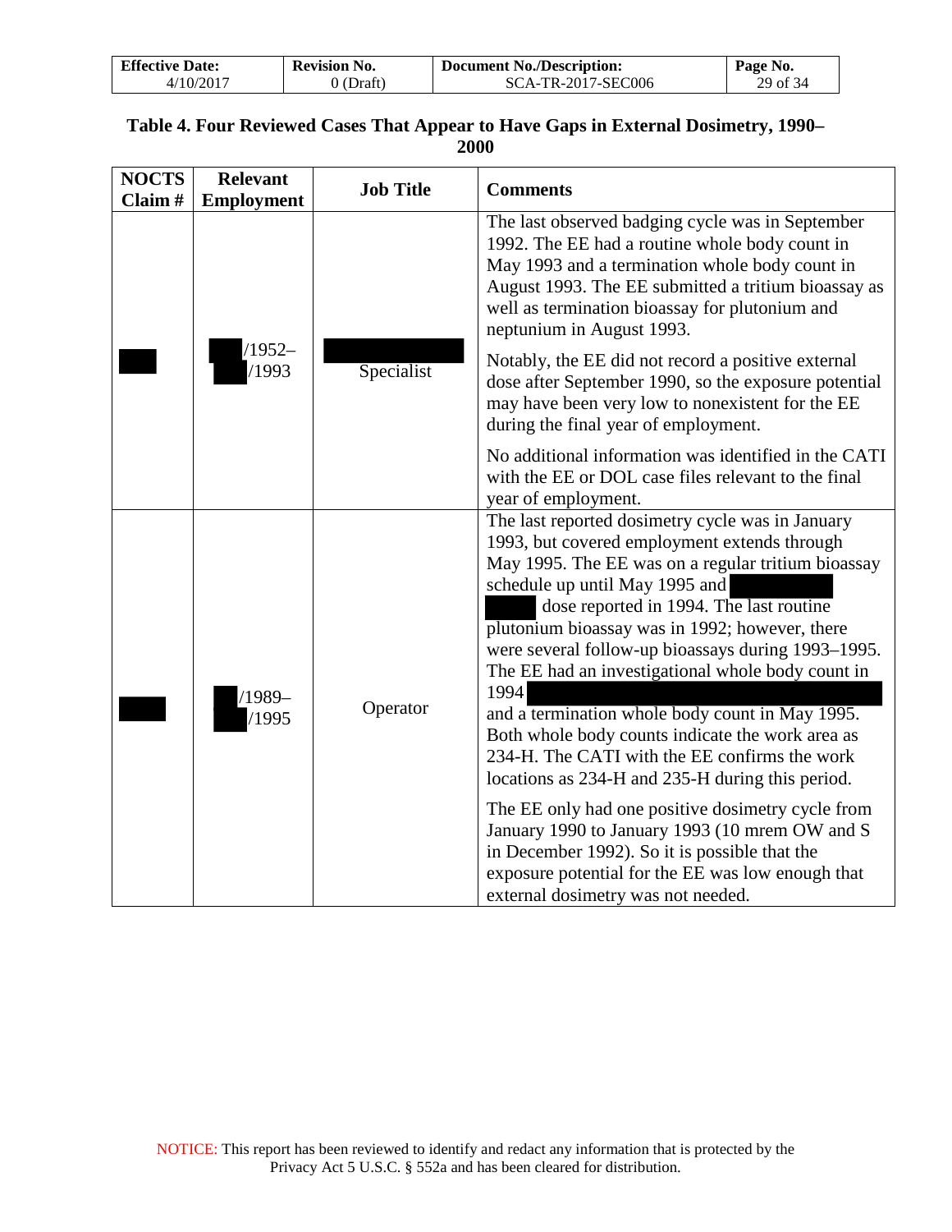**Table 4. Four Reviewed Cases That Appear to Have Gaps in External Dosimetry, 1990–2000**

| NOCTS Claim # | Relevant Employment | Job Title | Comments |
|---|---|---|---|
| | /1952– /1993 | Specialist | The last observed badging cycle was in September 1992. The EE had a routine whole body count in May 1993 and a termination whole body count in August 1993. The EE submitted a tritium bioassay as well as termination bioassay for plutonium and neptunium in August 1993.<br><br>Notably, the EE did not record a positive external dose after September 1990, so the exposure potential may have been very low to nonexistent for the EE during the final year of employment.<br><br>No additional information was identified in the CATI with the EE or DOL case files relevant to the final year of employment. |
| | /1989– /1995 | Operator | The last reported dosimetry cycle was in January 1993, but covered employment extends through May 1995. The EE was on a regular tritium bioassay schedule up until May 1995 and dose reported in 1994. The last routine plutonium bioassay was in 1992; however, there were several follow-up bioassays during 1993–1995. The EE had an investigational whole body count in 1994 and a termination whole body count in May 1995. Both whole body counts indicate the work area as 234-H. The CATI with the EE confirms the work locations as 234-H and 235-H during this period.<br><br>The EE only had one positive dosimetry cycle from January 1990 to January 1993 (10 mrem OW and S in December 1992). So it is possible that the exposure potential for the EE was low enough that external dosimetry was not needed. |

NOTICE: This report has been reviewed to identify and redact any information that is protected by the Privacy Act 5 U.S.C. § 552a and has been cleared for distribution.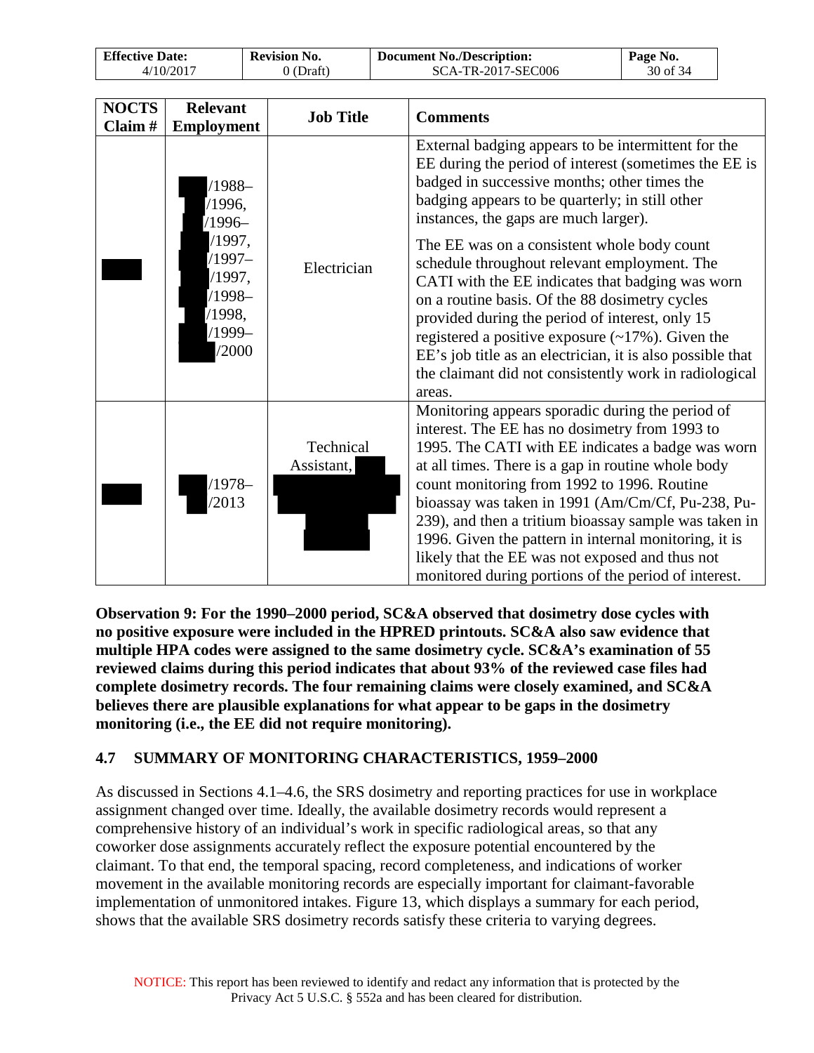| NOCTS Claim # | Relevant Employment | Job Title | Comments |
|---|---|---|---|
| | /1988–/1996, /1996–/1997, /1997–/1997, /1998–/1998, /1999–/2000 | Electrician | External badging appears to be intermittent for the EE during the period of interest (sometimes the EE is badged in successive months; other times the badging appears to be quarterly; in still other instances, the gaps are much larger). The EE was on a consistent whole body count schedule throughout relevant employment. The CATI with the EE indicates that badging was worn on a routine basis. Of the 88 dosimetry cycles provided during the period of interest, only 15 registered a positive exposure (~17%). Given the EE's job title as an electrician, it is also possible that the claimant did not consistently work in radiological areas. |
| | /1978–/2013 | Technical Assistant, | Monitoring appears sporadic during the period of interest. The EE has no dosimetry from 1993 to 1995. The CATI with EE indicates a badge was worn at all times. There is a gap in routine whole body count monitoring from 1992 to 1996. Routine bioassay was taken in 1991 (Am/Cm/Cf, Pu-238, Pu-239), and then a tritium bioassay sample was taken in 1996. Given the pattern in internal monitoring, it is likely that the EE was not exposed and thus not monitored during portions of the period of interest. |

**Observation 9: For the 1990–2000 period, SC&A observed that dosimetry dose cycles with no positive exposure were included in the HPRED printouts. SC&A also saw evidence that multiple HPA codes were assigned to the same dosimetry cycle. SC&A's examination of 55 reviewed claims during this period indicates that about 93% of the reviewed case files had complete dosimetry records. The four remaining claims were closely examined, and SC&A believes there are plausible explanations for what appear to be gaps in the dosimetry monitoring (i.e., the EE did not require monitoring).**

## 4.7 SUMMARY OF MONITORING CHARACTERISTICS, 1959–2000

As discussed in Sections 4.1–4.6, the SRS dosimetry and reporting practices for use in workplace assignment changed over time. Ideally, the available dosimetry records would represent a comprehensive history of an individual's work in specific radiological areas, so that any coworker dose assignments accurately reflect the exposure potential encountered by the claimant. To that end, the temporal spacing, record completeness, and indications of worker movement in the available monitoring records are especially important for claimant-favorable implementation of unmonitored intakes. Figure 13, which displays a summary for each period, shows that the available SRS dosimetry records satisfy these criteria to varying degrees.

NOTICE: This report has been reviewed to identify and redact any information that is protected by the Privacy Act 5 U.S.C. § 552a and has been cleared for distribution.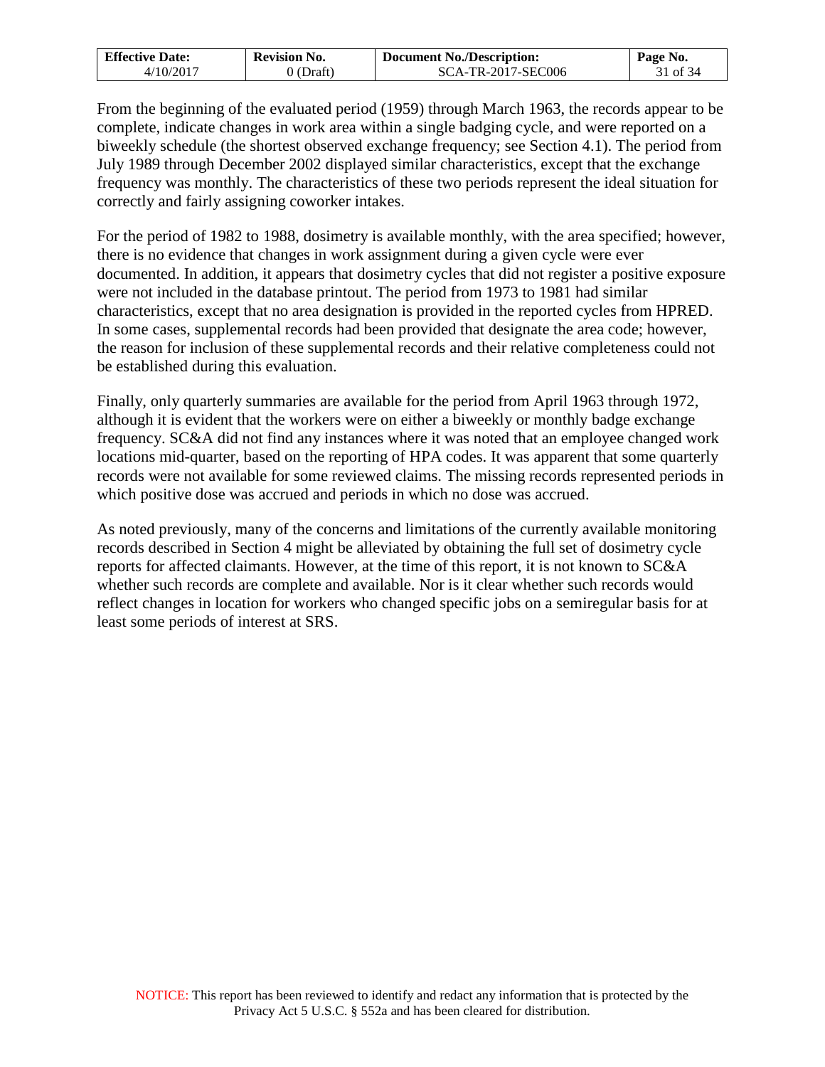From the beginning of the evaluated period (1959) through March 1963, the records appear to be complete, indicate changes in work area within a single badging cycle, and were reported on a biweekly schedule (the shortest observed exchange frequency; see Section 4.1). The period from July 1989 through December 2002 displayed similar characteristics, except that the exchange frequency was monthly. The characteristics of these two periods represent the ideal situation for correctly and fairly assigning coworker intakes.

For the period of 1982 to 1988, dosimetry is available monthly, with the area specified; however, there is no evidence that changes in work assignment during a given cycle were ever documented. In addition, it appears that dosimetry cycles that did not register a positive exposure were not included in the database printout. The period from 1973 to 1981 had similar characteristics, except that no area designation is provided in the reported cycles from HPRED. In some cases, supplemental records had been provided that designate the area code; however, the reason for inclusion of these supplemental records and their relative completeness could not be established during this evaluation.

Finally, only quarterly summaries are available for the period from April 1963 through 1972, although it is evident that the workers were on either a biweekly or monthly badge exchange frequency. SC&A did not find any instances where it was noted that an employee changed work locations mid-quarter, based on the reporting of HPA codes. It was apparent that some quarterly records were not available for some reviewed claims. The missing records represented periods in which positive dose was accrued and periods in which no dose was accrued.

As noted previously, many of the concerns and limitations of the currently available monitoring records described in Section 4 might be alleviated by obtaining the full set of dosimetry cycle reports for affected claimants. However, at the time of this report, it is not known to SC&A whether such records are complete and available. Nor is it clear whether such records would reflect changes in location for workers who changed specific jobs on a semiregular basis for at least some periods of interest at SRS.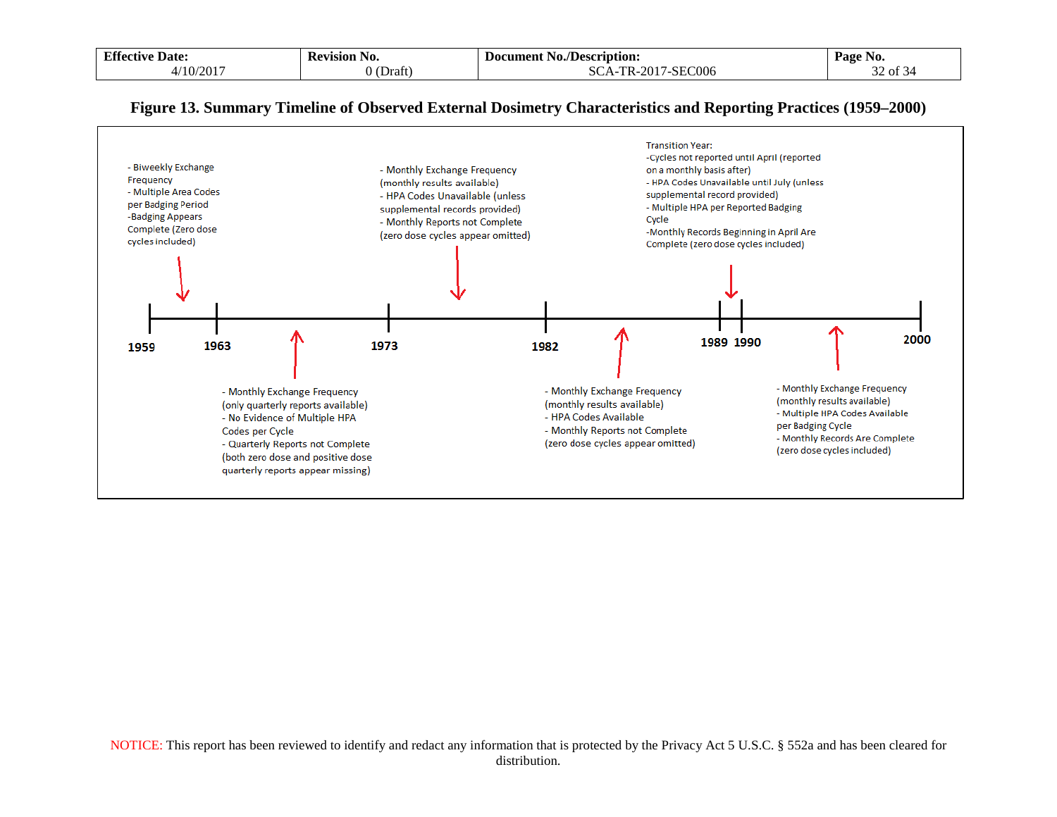**Figure 13. Summary Timeline of Observed External Dosimetry Characteristics and Reporting Practices (1959–2000)**

**1959–1963:**
- Biweekly Exchange Frequency
- Multiple Area Codes per Badging Period
- Badging Appears Complete (Zero dose cycles included)

**1963–1973:**
- Monthly Exchange Frequency (only quarterly reports available)
- No Evidence of Multiple HPA Codes per Cycle
- Quarterly Reports not Complete (both zero dose and positive dose quarterly reports appear missing)

**1973–1982:**
- Monthly Exchange Frequency (monthly results available)
- HPA Codes Unavailable (unless supplemental records provided)
- Monthly Reports not Complete (zero dose cycles appear omitted)

**1982–1989:**
- Monthly Exchange Frequency (monthly results available)
- HPA Codes Available
- Monthly Reports not Complete (zero dose cycles appear omitted)

**1989–1990:**

Transition Year:
- Cycles not reported until April (reported on a monthly basis after)
- HPA Codes Unavailable until July (unless supplemental record provided)
- Multiple HPA per Reported Badging Cycle
- Monthly Records Beginning in April Are Complete (zero dose cycles included)

**1990–2000:**
- Monthly Exchange Frequency (monthly results available)
- Multiple HPA Codes Available per Badging Cycle
- Monthly Records Are Complete (zero dose cycles included)

NOTICE: This report has been reviewed to identify and redact any information that is protected by the Privacy Act 5 U.S.C. § 552a and has been cleared for distribution.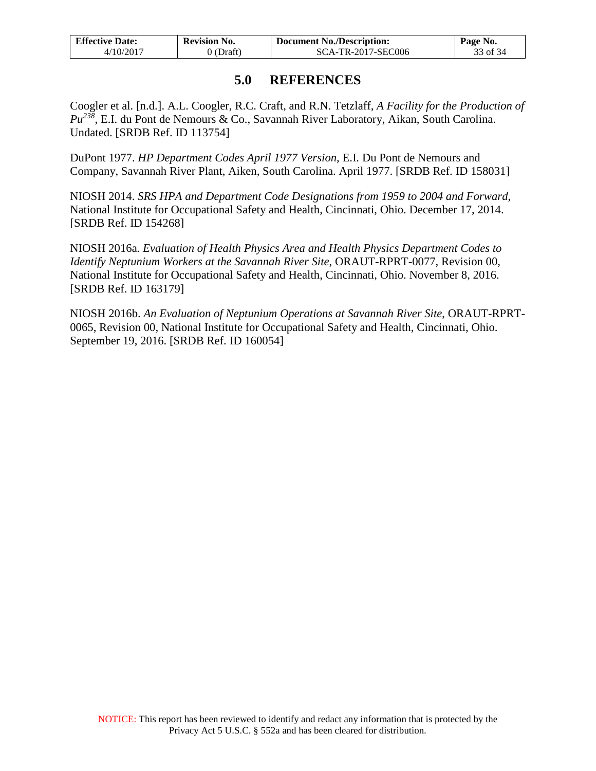# 5.0 REFERENCES

Coogler et al. [n.d.]. A.L. Coogler, R.C. Craft, and R.N. Tetzlaff, *A Facility for the Production of $Pu^{238}$*, E.I. du Pont de Nemours & Co., Savannah River Laboratory, Aikan, South Carolina. Undated. [SRDB Ref. ID 113754]

DuPont 1977. *HP Department Codes April 1977 Version*, E.I. Du Pont de Nemours and Company, Savannah River Plant, Aiken, South Carolina. April 1977. [SRDB Ref. ID 158031]

NIOSH 2014. *SRS HPA and Department Code Designations from 1959 to 2004 and Forward*, National Institute for Occupational Safety and Health, Cincinnati, Ohio. December 17, 2014. [SRDB Ref. ID 154268]

NIOSH 2016a. *Evaluation of Health Physics Area and Health Physics Department Codes to Identify Neptunium Workers at the Savannah River Site*, ORAUT-RPRT-0077, Revision 00, National Institute for Occupational Safety and Health, Cincinnati, Ohio. November 8, 2016. [SRDB Ref. ID 163179]

NIOSH 2016b. *An Evaluation of Neptunium Operations at Savannah River Site*, ORAUT-RPRT-0065, Revision 00, National Institute for Occupational Safety and Health, Cincinnati, Ohio. September 19, 2016. [SRDB Ref. ID 160054]

NOTICE: This report has been reviewed to identify and redact any information that is protected by the Privacy Act 5 U.S.C. § 552a and has been cleared for distribution.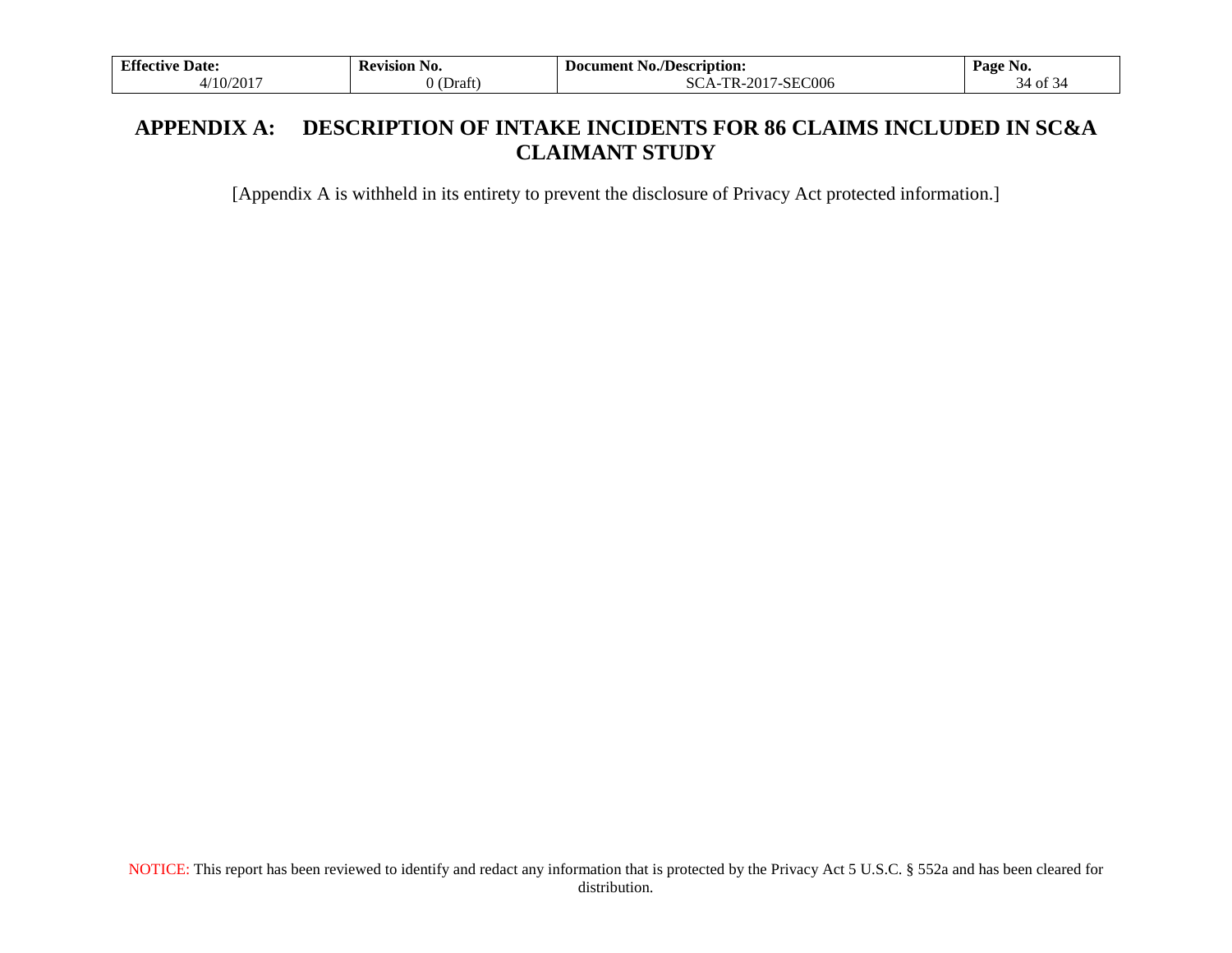# APPENDIX A: DESCRIPTION OF INTAKE INCIDENTS FOR 86 CLAIMS INCLUDED IN SC&A CLAIMANT STUDY

[Appendix A is withheld in its entirety to prevent the disclosure of Privacy Act protected information.]

NOTICE: This report has been reviewed to identify and redact any information that is protected by the Privacy Act 5 U.S.C. § 552a and has been cleared for distribution.